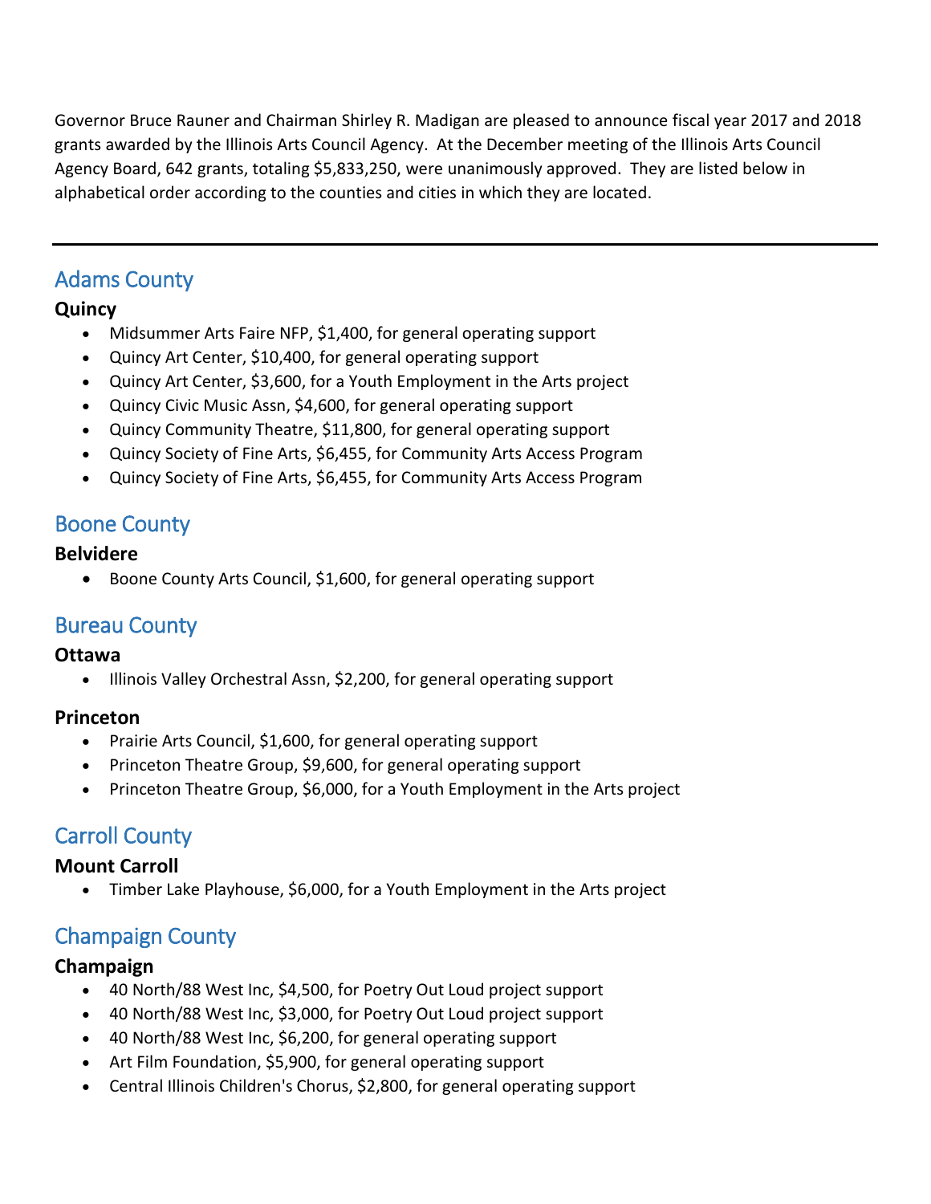Governor Bruce Rauner and Chairman Shirley R. Madigan are pleased to announce fiscal year 2017 and 2018 grants awarded by the Illinois Arts Council Agency. At the December meeting of the Illinois Arts Council Agency Board, 642 grants, totaling $5,833,250, were unanimously approved. They are listed below in alphabetical order according to the counties and cities in which they are located.

---

## Adams County

**Quincy**

- Midsummer Arts Faire NFP, $1,400, for general operating support
- Quincy Art Center, $10,400, for general operating support
- Quincy Art Center, $3,600, for a Youth Employment in the Arts project
- Quincy Civic Music Assn, $4,600, for general operating support
- Quincy Community Theatre, $11,800, for general operating support
- Quincy Society of Fine Arts, $6,455, for Community Arts Access Program
- Quincy Society of Fine Arts, $6,455, for Community Arts Access Program

## Boone County

**Belvidere**

- Boone County Arts Council, $1,600, for general operating support

## Bureau County

**Ottawa**

- Illinois Valley Orchestral Assn, $2,200, for general operating support

**Princeton**

- Prairie Arts Council, $1,600, for general operating support
- Princeton Theatre Group, $9,600, for general operating support
- Princeton Theatre Group, $6,000, for a Youth Employment in the Arts project

## Carroll County

**Mount Carroll**

- Timber Lake Playhouse, $6,000, for a Youth Employment in the Arts project

## Champaign County

**Champaign**

- 40 North/88 West Inc, $4,500, for Poetry Out Loud project support
- 40 North/88 West Inc, $3,000, for Poetry Out Loud project support
- 40 North/88 West Inc, $6,200, for general operating support
- Art Film Foundation, $5,900, for general operating support
- Central Illinois Children's Chorus, $2,800, for general operating support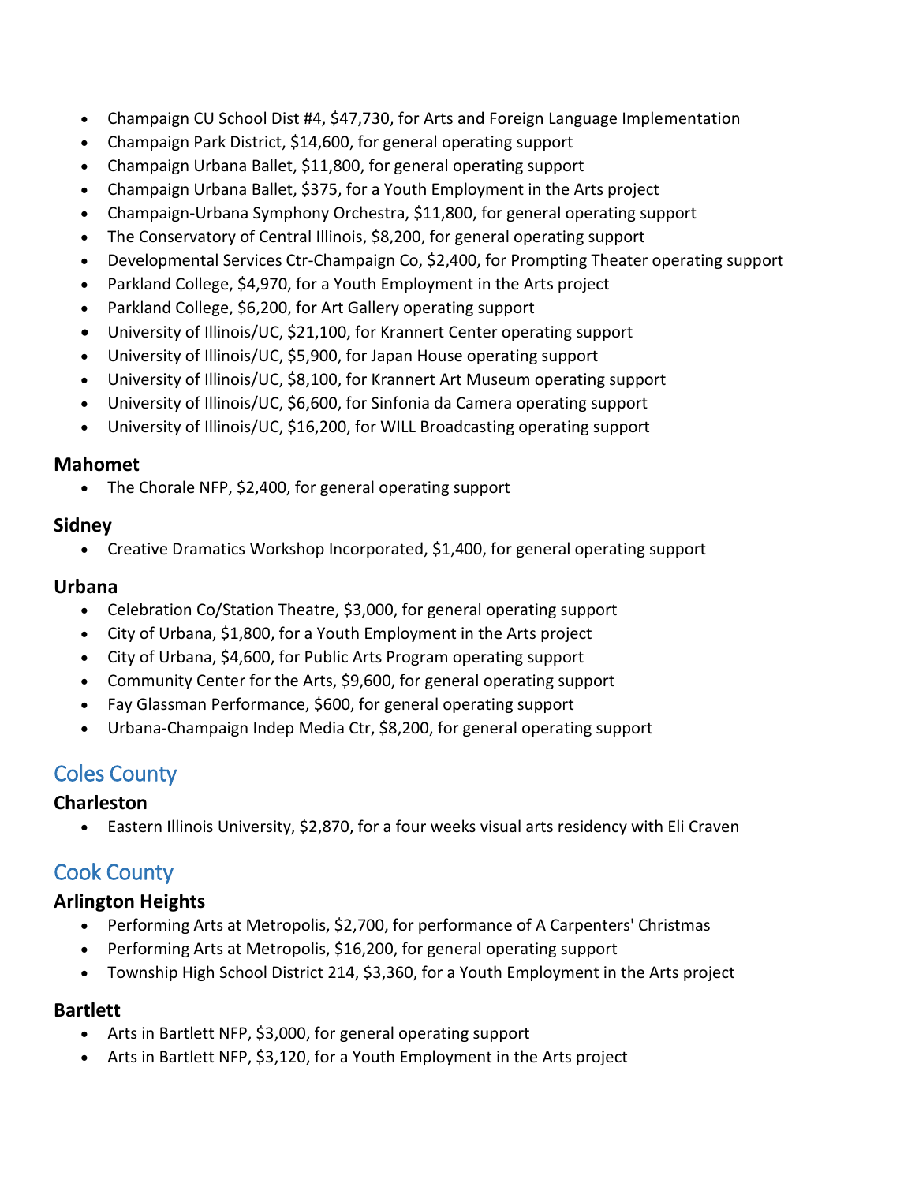- Champaign CU School Dist #4, $47,730, for Arts and Foreign Language Implementation
- Champaign Park District, $14,600, for general operating support
- Champaign Urbana Ballet, $11,800, for general operating support
- Champaign Urbana Ballet, $375, for a Youth Employment in the Arts project
- Champaign-Urbana Symphony Orchestra, $11,800, for general operating support
- The Conservatory of Central Illinois, $8,200, for general operating support
- Developmental Services Ctr-Champaign Co, $2,400, for Prompting Theater operating support
- Parkland College, $4,970, for a Youth Employment in the Arts project
- Parkland College, $6,200, for Art Gallery operating support
- University of Illinois/UC, $21,100, for Krannert Center operating support
- University of Illinois/UC, $5,900, for Japan House operating support
- University of Illinois/UC, $8,100, for Krannert Art Museum operating support
- University of Illinois/UC, $6,600, for Sinfonia da Camera operating support
- University of Illinois/UC, $16,200, for WILL Broadcasting operating support

### Mahomet

- The Chorale NFP, $2,400, for general operating support

### Sidney

- Creative Dramatics Workshop Incorporated, $1,400, for general operating support

### Urbana

- Celebration Co/Station Theatre, $3,000, for general operating support
- City of Urbana, $1,800, for a Youth Employment in the Arts project
- City of Urbana, $4,600, for Public Arts Program operating support
- Community Center for the Arts, $9,600, for general operating support
- Fay Glassman Performance, $600, for general operating support
- Urbana-Champaign Indep Media Ctr, $8,200, for general operating support

## Coles County

### Charleston

- Eastern Illinois University, $2,870, for a four weeks visual arts residency with Eli Craven

## Cook County

### Arlington Heights

- Performing Arts at Metropolis, $2,700, for performance of A Carpenters' Christmas
- Performing Arts at Metropolis, $16,200, for general operating support
- Township High School District 214, $3,360, for a Youth Employment in the Arts project

### Bartlett

- Arts in Bartlett NFP, $3,000, for general operating support
- Arts in Bartlett NFP, $3,120, for a Youth Employment in the Arts project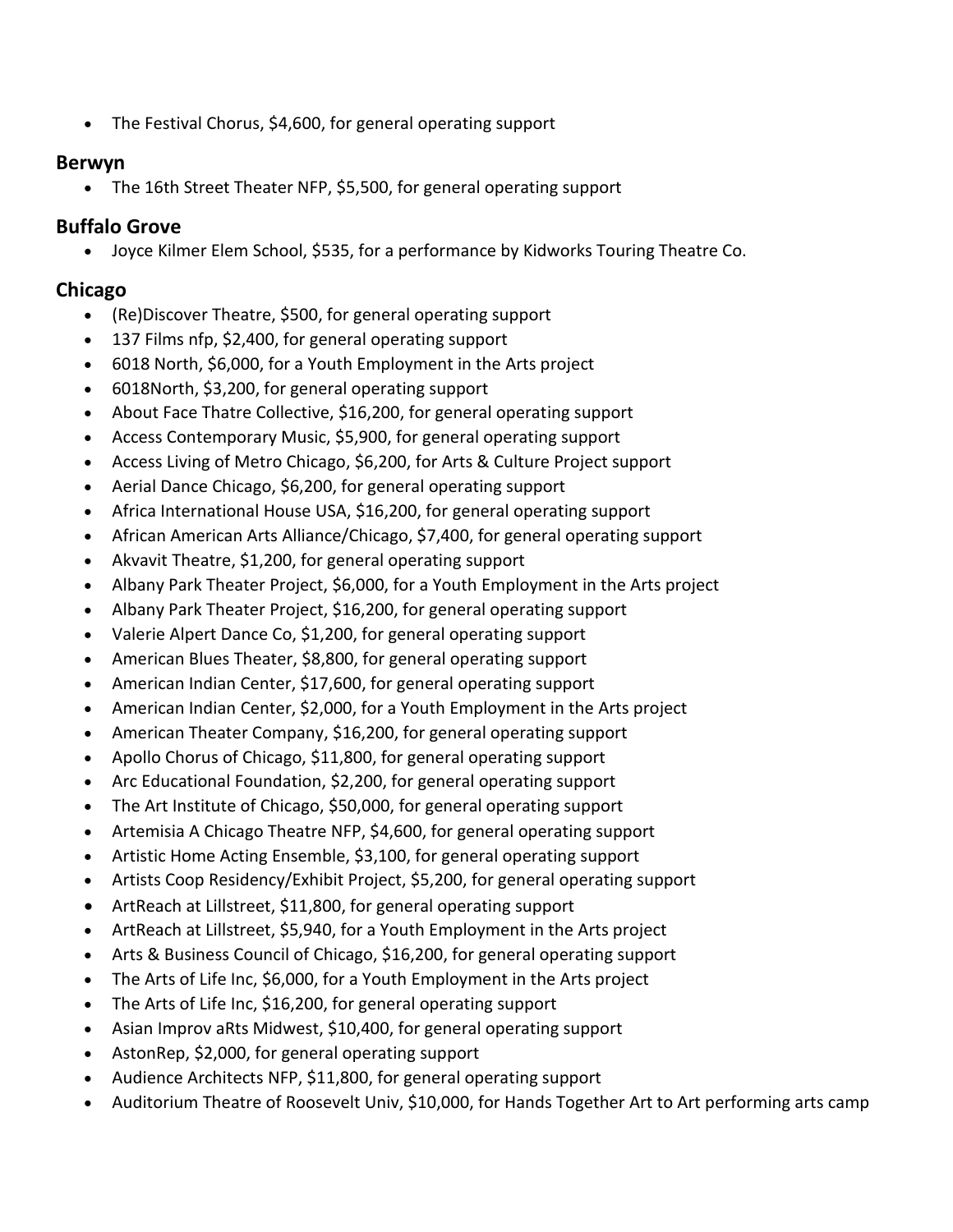- The Festival Chorus, $4,600, for general operating support

### Berwyn

- The 16th Street Theater NFP, $5,500, for general operating support

### Buffalo Grove

- Joyce Kilmer Elem School, $535, for a performance by Kidworks Touring Theatre Co.

### Chicago

- (Re)Discover Theatre, $500, for general operating support
- 137 Films nfp, $2,400, for general operating support
- 6018 North, $6,000, for a Youth Employment in the Arts project
- 6018North, $3,200, for general operating support
- About Face Thatre Collective, $16,200, for general operating support
- Access Contemporary Music, $5,900, for general operating support
- Access Living of Metro Chicago, $6,200, for Arts & Culture Project support
- Aerial Dance Chicago, $6,200, for general operating support
- Africa International House USA, $16,200, for general operating support
- African American Arts Alliance/Chicago, $7,400, for general operating support
- Akvavit Theatre, $1,200, for general operating support
- Albany Park Theater Project, $6,000, for a Youth Employment in the Arts project
- Albany Park Theater Project, $16,200, for general operating support
- Valerie Alpert Dance Co, $1,200, for general operating support
- American Blues Theater, $8,800, for general operating support
- American Indian Center, $17,600, for general operating support
- American Indian Center, $2,000, for a Youth Employment in the Arts project
- American Theater Company, $16,200, for general operating support
- Apollo Chorus of Chicago, $11,800, for general operating support
- Arc Educational Foundation, $2,200, for general operating support
- The Art Institute of Chicago, $50,000, for general operating support
- Artemisia A Chicago Theatre NFP, $4,600, for general operating support
- Artistic Home Acting Ensemble, $3,100, for general operating support
- Artists Coop Residency/Exhibit Project, $5,200, for general operating support
- ArtReach at Lillstreet, $11,800, for general operating support
- ArtReach at Lillstreet, $5,940, for a Youth Employment in the Arts project
- Arts & Business Council of Chicago, $16,200, for general operating support
- The Arts of Life Inc, $6,000, for a Youth Employment in the Arts project
- The Arts of Life Inc, $16,200, for general operating support
- Asian Improv aRts Midwest, $10,400, for general operating support
- AstonRep, $2,000, for general operating support
- Audience Architects NFP, $11,800, for general operating support
- Auditorium Theatre of Roosevelt Univ, $10,000, for Hands Together Art to Art performing arts camp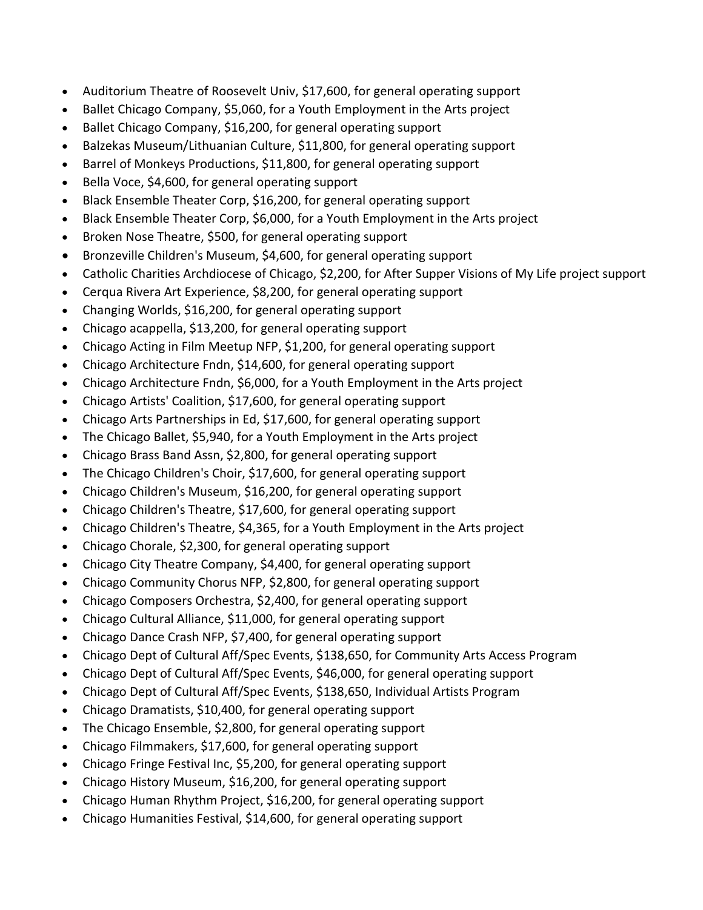- Auditorium Theatre of Roosevelt Univ, $17,600, for general operating support
- Ballet Chicago Company, $5,060, for a Youth Employment in the Arts project
- Ballet Chicago Company, $16,200, for general operating support
- Balzekas Museum/Lithuanian Culture, $11,800, for general operating support
- Barrel of Monkeys Productions, $11,800, for general operating support
- Bella Voce, $4,600, for general operating support
- Black Ensemble Theater Corp, $16,200, for general operating support
- Black Ensemble Theater Corp, $6,000, for a Youth Employment in the Arts project
- Broken Nose Theatre, $500, for general operating support
- Bronzeville Children's Museum, $4,600, for general operating support
- Catholic Charities Archdiocese of Chicago, $2,200, for After Supper Visions of My Life project support
- Cerqua Rivera Art Experience, $8,200, for general operating support
- Changing Worlds, $16,200, for general operating support
- Chicago acappella, $13,200, for general operating support
- Chicago Acting in Film Meetup NFP, $1,200, for general operating support
- Chicago Architecture Fndn, $14,600, for general operating support
- Chicago Architecture Fndn, $6,000, for a Youth Employment in the Arts project
- Chicago Artists' Coalition, $17,600, for general operating support
- Chicago Arts Partnerships in Ed, $17,600, for general operating support
- The Chicago Ballet, $5,940, for a Youth Employment in the Arts project
- Chicago Brass Band Assn, $2,800, for general operating support
- The Chicago Children's Choir, $17,600, for general operating support
- Chicago Children's Museum, $16,200, for general operating support
- Chicago Children's Theatre, $17,600, for general operating support
- Chicago Children's Theatre, $4,365, for a Youth Employment in the Arts project
- Chicago Chorale, $2,300, for general operating support
- Chicago City Theatre Company, $4,400, for general operating support
- Chicago Community Chorus NFP, $2,800, for general operating support
- Chicago Composers Orchestra, $2,400, for general operating support
- Chicago Cultural Alliance, $11,000, for general operating support
- Chicago Dance Crash NFP, $7,400, for general operating support
- Chicago Dept of Cultural Aff/Spec Events, $138,650, for Community Arts Access Program
- Chicago Dept of Cultural Aff/Spec Events, $46,000, for general operating support
- Chicago Dept of Cultural Aff/Spec Events, $138,650, Individual Artists Program
- Chicago Dramatists, $10,400, for general operating support
- The Chicago Ensemble, $2,800, for general operating support
- Chicago Filmmakers, $17,600, for general operating support
- Chicago Fringe Festival Inc, $5,200, for general operating support
- Chicago History Museum, $16,200, for general operating support
- Chicago Human Rhythm Project, $16,200, for general operating support
- Chicago Humanities Festival, $14,600, for general operating support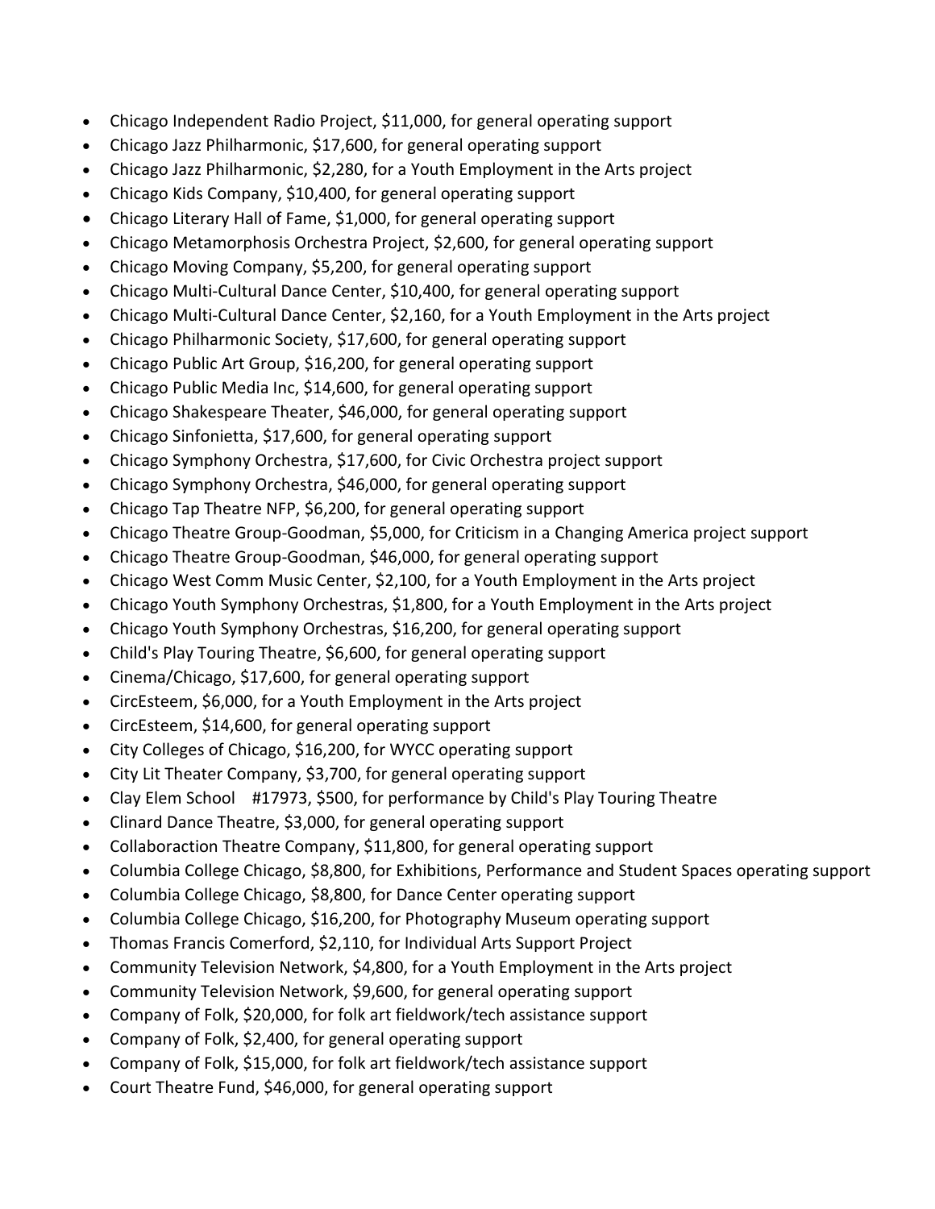- Chicago Independent Radio Project, $11,000, for general operating support
- Chicago Jazz Philharmonic, $17,600, for general operating support
- Chicago Jazz Philharmonic, $2,280, for a Youth Employment in the Arts project
- Chicago Kids Company, $10,400, for general operating support
- Chicago Literary Hall of Fame, $1,000, for general operating support
- Chicago Metamorphosis Orchestra Project, $2,600, for general operating support
- Chicago Moving Company, $5,200, for general operating support
- Chicago Multi-Cultural Dance Center, $10,400, for general operating support
- Chicago Multi-Cultural Dance Center, $2,160, for a Youth Employment in the Arts project
- Chicago Philharmonic Society, $17,600, for general operating support
- Chicago Public Art Group, $16,200, for general operating support
- Chicago Public Media Inc, $14,600, for general operating support
- Chicago Shakespeare Theater, $46,000, for general operating support
- Chicago Sinfonietta, $17,600, for general operating support
- Chicago Symphony Orchestra, $17,600, for Civic Orchestra project support
- Chicago Symphony Orchestra, $46,000, for general operating support
- Chicago Tap Theatre NFP, $6,200, for general operating support
- Chicago Theatre Group-Goodman, $5,000, for Criticism in a Changing America project support
- Chicago Theatre Group-Goodman, $46,000, for general operating support
- Chicago West Comm Music Center, $2,100, for a Youth Employment in the Arts project
- Chicago Youth Symphony Orchestras, $1,800, for a Youth Employment in the Arts project
- Chicago Youth Symphony Orchestras, $16,200, for general operating support
- Child's Play Touring Theatre, $6,600, for general operating support
- Cinema/Chicago, $17,600, for general operating support
- CircEsteem, $6,000, for a Youth Employment in the Arts project
- CircEsteem, $14,600, for general operating support
- City Colleges of Chicago, $16,200, for WYCC operating support
- City Lit Theater Company, $3,700, for general operating support
- Clay Elem School #17973, $500, for performance by Child's Play Touring Theatre
- Clinard Dance Theatre, $3,000, for general operating support
- Collaboraction Theatre Company, $11,800, for general operating support
- Columbia College Chicago, $8,800, for Exhibitions, Performance and Student Spaces operating support
- Columbia College Chicago, $8,800, for Dance Center operating support
- Columbia College Chicago, $16,200, for Photography Museum operating support
- Thomas Francis Comerford, $2,110, for Individual Arts Support Project
- Community Television Network, $4,800, for a Youth Employment in the Arts project
- Community Television Network, $9,600, for general operating support
- Company of Folk, $20,000, for folk art fieldwork/tech assistance support
- Company of Folk, $2,400, for general operating support
- Company of Folk, $15,000, for folk art fieldwork/tech assistance support
- Court Theatre Fund, $46,000, for general operating support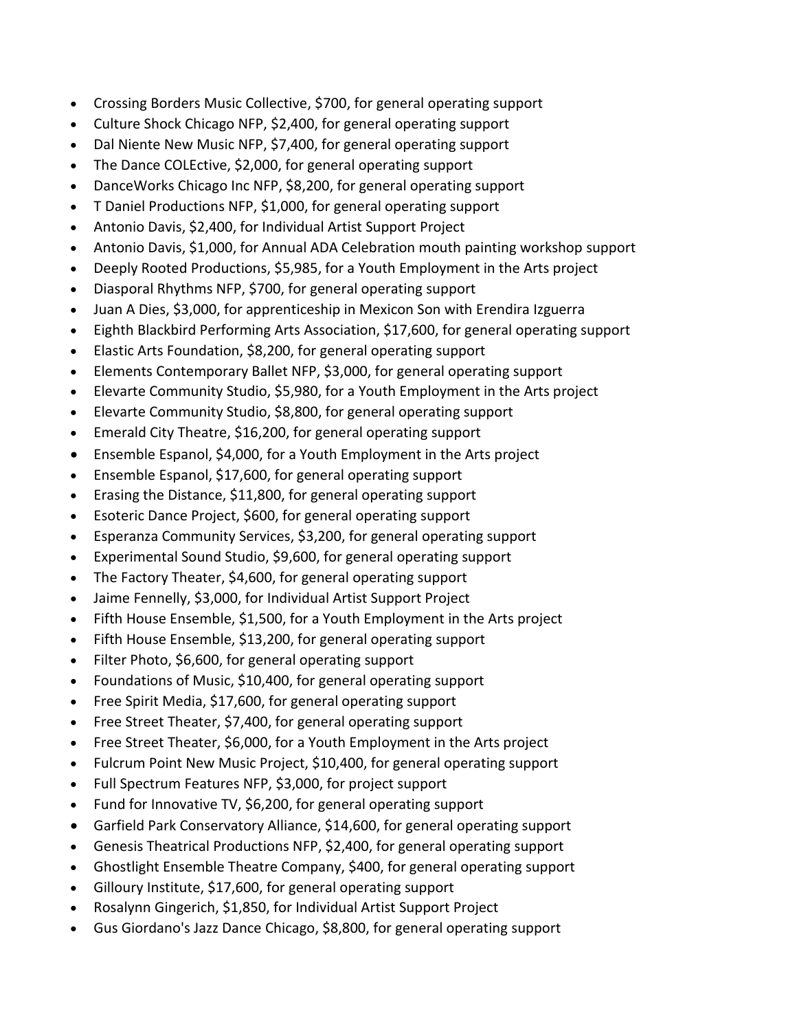- Crossing Borders Music Collective, $700, for general operating support
- Culture Shock Chicago NFP, $2,400, for general operating support
- Dal Niente New Music NFP, $7,400, for general operating support
- The Dance COLEctive, $2,000, for general operating support
- DanceWorks Chicago Inc NFP, $8,200, for general operating support
- T Daniel Productions NFP, $1,000, for general operating support
- Antonio Davis, $2,400, for Individual Artist Support Project
- Antonio Davis, $1,000, for Annual ADA Celebration mouth painting workshop support
- Deeply Rooted Productions, $5,985, for a Youth Employment in the Arts project
- Diasporal Rhythms NFP, $700, for general operating support
- Juan A Dies, $3,000, for apprenticeship in Mexicon Son with Erendira Izguerra
- Eighth Blackbird Performing Arts Association, $17,600, for general operating support
- Elastic Arts Foundation, $8,200, for general operating support
- Elements Contemporary Ballet NFP, $3,000, for general operating support
- Elevarte Community Studio, $5,980, for a Youth Employment in the Arts project
- Elevarte Community Studio, $8,800, for general operating support
- Emerald City Theatre, $16,200, for general operating support
- Ensemble Espanol, $4,000, for a Youth Employment in the Arts project
- Ensemble Espanol, $17,600, for general operating support
- Erasing the Distance, $11,800, for general operating support
- Esoteric Dance Project, $600, for general operating support
- Esperanza Community Services, $3,200, for general operating support
- Experimental Sound Studio, $9,600, for general operating support
- The Factory Theater, $4,600, for general operating support
- Jaime Fennelly, $3,000, for Individual Artist Support Project
- Fifth House Ensemble, $1,500, for a Youth Employment in the Arts project
- Fifth House Ensemble, $13,200, for general operating support
- Filter Photo, $6,600, for general operating support
- Foundations of Music, $10,400, for general operating support
- Free Spirit Media, $17,600, for general operating support
- Free Street Theater, $7,400, for general operating support
- Free Street Theater, $6,000, for a Youth Employment in the Arts project
- Fulcrum Point New Music Project, $10,400, for general operating support
- Full Spectrum Features NFP, $3,000, for project support
- Fund for Innovative TV, $6,200, for general operating support
- Garfield Park Conservatory Alliance, $14,600, for general operating support
- Genesis Theatrical Productions NFP, $2,400, for general operating support
- Ghostlight Ensemble Theatre Company, $400, for general operating support
- Gilloury Institute, $17,600, for general operating support
- Rosalynn Gingerich, $1,850, for Individual Artist Support Project
- Gus Giordano's Jazz Dance Chicago, $8,800, for general operating support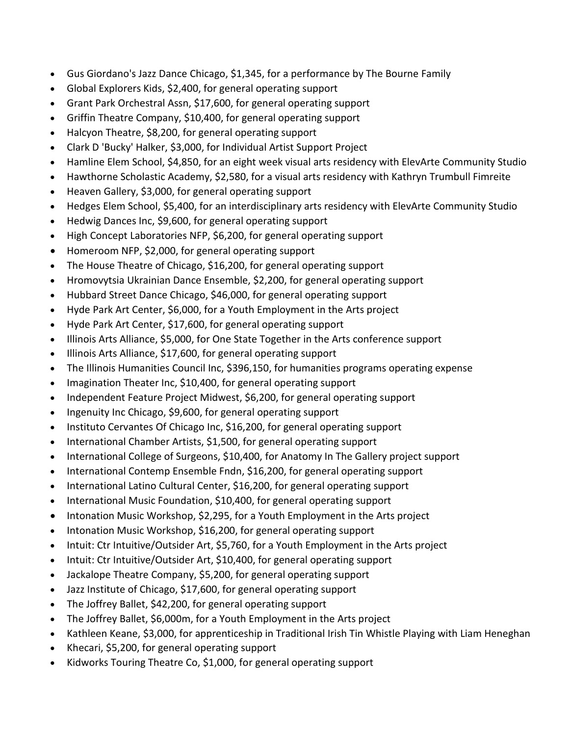- Gus Giordano's Jazz Dance Chicago, $1,345, for a performance by The Bourne Family
- Global Explorers Kids, $2,400, for general operating support
- Grant Park Orchestral Assn, $17,600, for general operating support
- Griffin Theatre Company, $10,400, for general operating support
- Halcyon Theatre, $8,200, for general operating support
- Clark D 'Bucky' Halker, $3,000, for Individual Artist Support Project
- Hamline Elem School, $4,850, for an eight week visual arts residency with ElevArte Community Studio
- Hawthorne Scholastic Academy, $2,580, for a visual arts residency with Kathryn Trumbull Fimreite
- Heaven Gallery, $3,000, for general operating support
- Hedges Elem School, $5,400, for an interdisciplinary arts residency with ElevArte Community Studio
- Hedwig Dances Inc, $9,600, for general operating support
- High Concept Laboratories NFP, $6,200, for general operating support
- Homeroom NFP, $2,000, for general operating support
- The House Theatre of Chicago, $16,200, for general operating support
- Hromovytsia Ukrainian Dance Ensemble, $2,200, for general operating support
- Hubbard Street Dance Chicago, $46,000, for general operating support
- Hyde Park Art Center, $6,000, for a Youth Employment in the Arts project
- Hyde Park Art Center, $17,600, for general operating support
- Illinois Arts Alliance, $5,000, for One State Together in the Arts conference support
- Illinois Arts Alliance, $17,600, for general operating support
- The Illinois Humanities Council Inc, $396,150, for humanities programs operating expense
- Imagination Theater Inc, $10,400, for general operating support
- Independent Feature Project Midwest, $6,200, for general operating support
- Ingenuity Inc Chicago, $9,600, for general operating support
- Instituto Cervantes Of Chicago Inc, $16,200, for general operating support
- International Chamber Artists, $1,500, for general operating support
- International College of Surgeons, $10,400, for Anatomy In The Gallery project support
- International Contemp Ensemble Fndn, $16,200, for general operating support
- International Latino Cultural Center, $16,200, for general operating support
- International Music Foundation, $10,400, for general operating support
- Intonation Music Workshop, $2,295, for a Youth Employment in the Arts project
- Intonation Music Workshop, $16,200, for general operating support
- Intuit: Ctr Intuitive/Outsider Art, $5,760, for a Youth Employment in the Arts project
- Intuit: Ctr Intuitive/Outsider Art, $10,400, for general operating support
- Jackalope Theatre Company, $5,200, for general operating support
- Jazz Institute of Chicago, $17,600, for general operating support
- The Joffrey Ballet, $42,200, for general operating support
- The Joffrey Ballet, $6,000m, for a Youth Employment in the Arts project
- Kathleen Keane, $3,000, for apprenticeship in Traditional Irish Tin Whistle Playing with Liam Heneghan
- Khecari, $5,200, for general operating support
- Kidworks Touring Theatre Co, $1,000, for general operating support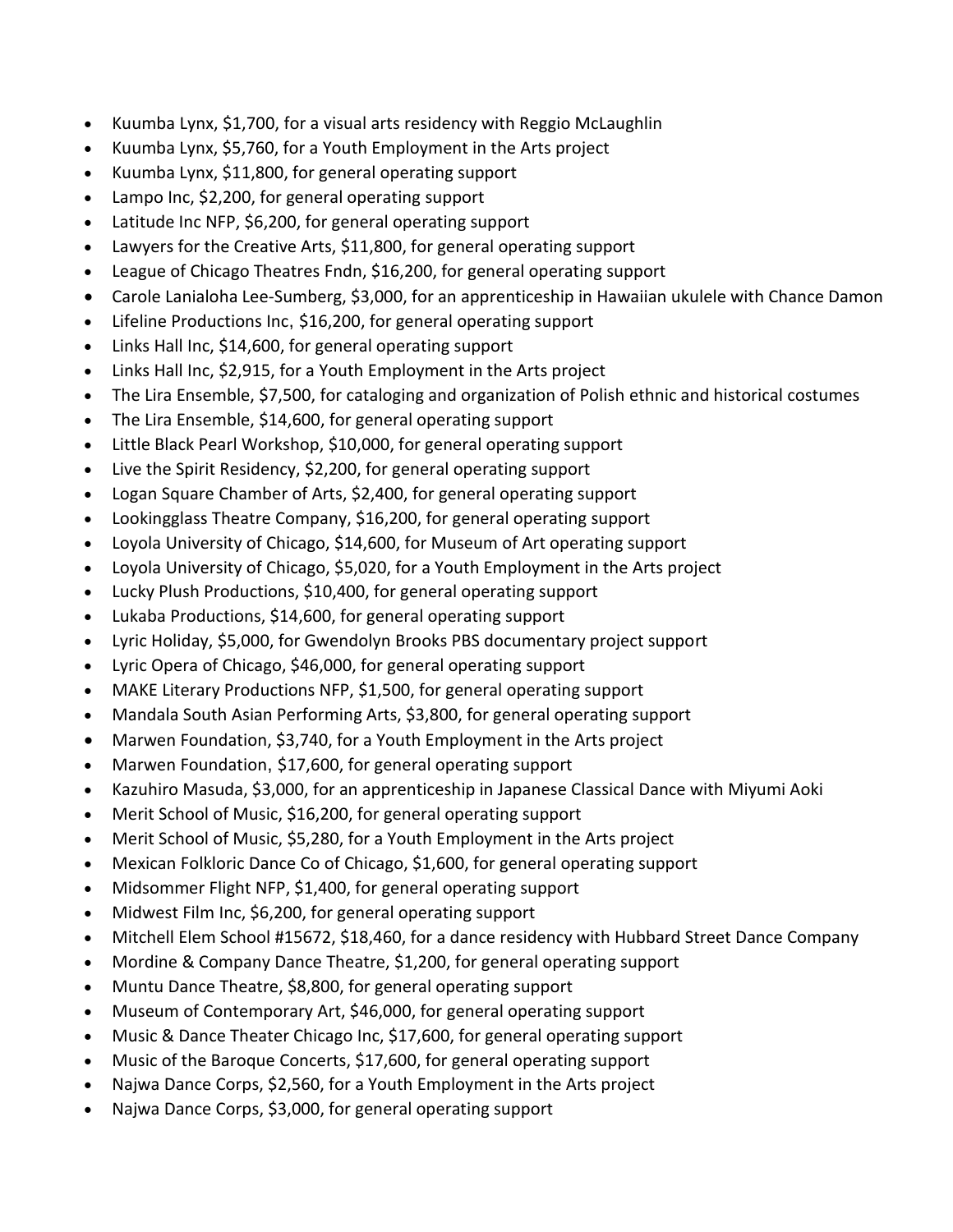- Kuumba Lynx, $1,700, for a visual arts residency with Reggio McLaughlin
- Kuumba Lynx, $5,760, for a Youth Employment in the Arts project
- Kuumba Lynx, $11,800, for general operating support
- Lampo Inc, $2,200, for general operating support
- Latitude Inc NFP, $6,200, for general operating support
- Lawyers for the Creative Arts, $11,800, for general operating support
- League of Chicago Theatres Fndn, $16,200, for general operating support
- Carole Lanialoha Lee-Sumberg, $3,000, for an apprenticeship in Hawaiian ukulele with Chance Damon
- Lifeline Productions Inc, $16,200, for general operating support
- Links Hall Inc, $14,600, for general operating support
- Links Hall Inc, $2,915, for a Youth Employment in the Arts project
- The Lira Ensemble, $7,500, for cataloging and organization of Polish ethnic and historical costumes
- The Lira Ensemble, $14,600, for general operating support
- Little Black Pearl Workshop, $10,000, for general operating support
- Live the Spirit Residency, $2,200, for general operating support
- Logan Square Chamber of Arts, $2,400, for general operating support
- Lookingglass Theatre Company, $16,200, for general operating support
- Loyola University of Chicago, $14,600, for Museum of Art operating support
- Loyola University of Chicago, $5,020, for a Youth Employment in the Arts project
- Lucky Plush Productions, $10,400, for general operating support
- Lukaba Productions, $14,600, for general operating support
- Lyric Holiday, $5,000, for Gwendolyn Brooks PBS documentary project support
- Lyric Opera of Chicago, $46,000, for general operating support
- MAKE Literary Productions NFP, $1,500, for general operating support
- Mandala South Asian Performing Arts, $3,800, for general operating support
- Marwen Foundation, $3,740, for a Youth Employment in the Arts project
- Marwen Foundation, $17,600, for general operating support
- Kazuhiro Masuda, $3,000, for an apprenticeship in Japanese Classical Dance with Miyumi Aoki
- Merit School of Music, $16,200, for general operating support
- Merit School of Music, $5,280, for a Youth Employment in the Arts project
- Mexican Folkloric Dance Co of Chicago, $1,600, for general operating support
- Midsommer Flight NFP, $1,400, for general operating support
- Midwest Film Inc, $6,200, for general operating support
- Mitchell Elem School #15672, $18,460, for a dance residency with Hubbard Street Dance Company
- Mordine & Company Dance Theatre, $1,200, for general operating support
- Muntu Dance Theatre, $8,800, for general operating support
- Museum of Contemporary Art, $46,000, for general operating support
- Music & Dance Theater Chicago Inc, $17,600, for general operating support
- Music of the Baroque Concerts, $17,600, for general operating support
- Najwa Dance Corps, $2,560, for a Youth Employment in the Arts project
- Najwa Dance Corps, $3,000, for general operating support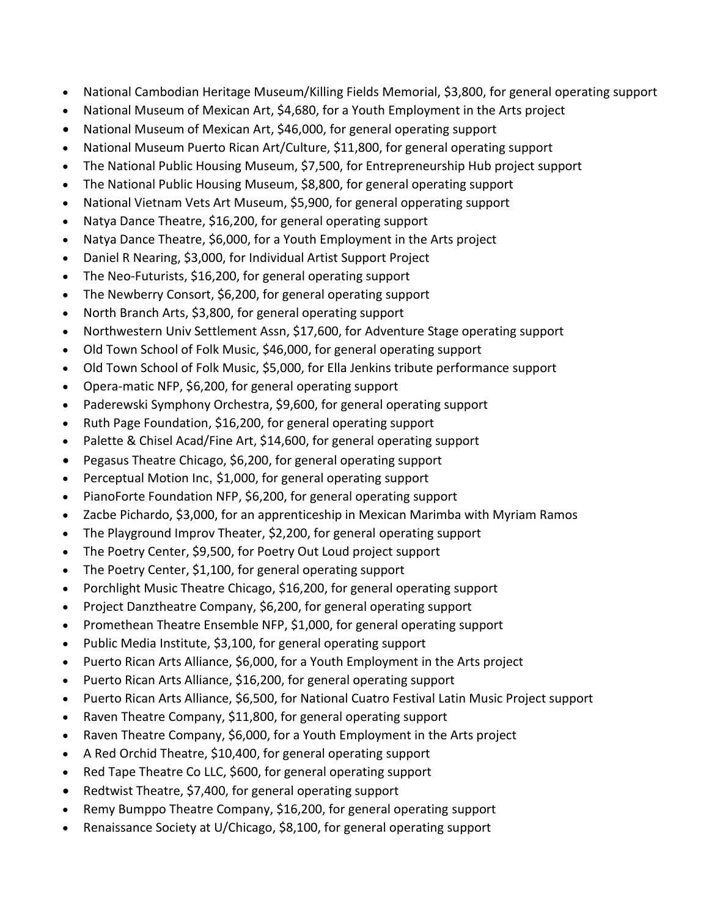- National Cambodian Heritage Museum/Killing Fields Memorial, $3,800, for general operating support
- National Museum of Mexican Art, $4,680, for a Youth Employment in the Arts project
- National Museum of Mexican Art, $46,000, for general operating support
- National Museum Puerto Rican Art/Culture, $11,800, for general operating support
- The National Public Housing Museum, $7,500, for Entrepreneurship Hub project support
- The National Public Housing Museum, $8,800, for general operating support
- National Vietnam Vets Art Museum, $5,900, for general opperating support
- Natya Dance Theatre, $16,200, for general operating support
- Natya Dance Theatre, $6,000, for a Youth Employment in the Arts project
- Daniel R Nearing, $3,000, for Individual Artist Support Project
- The Neo-Futurists, $16,200, for general operating support
- The Newberry Consort, $6,200, for general operating support
- North Branch Arts, $3,800, for general operating support
- Northwestern Univ Settlement Assn, $17,600, for Adventure Stage operating support
- Old Town School of Folk Music, $46,000, for general operating support
- Old Town School of Folk Music, $5,000, for Ella Jenkins tribute performance support
- Opera-matic NFP, $6,200, for general operating support
- Paderewski Symphony Orchestra, $9,600, for general operating support
- Ruth Page Foundation, $16,200, for general operating support
- Palette & Chisel Acad/Fine Art, $14,600, for general operating support
- Pegasus Theatre Chicago, $6,200, for general operating support
- Perceptual Motion Inc, $1,000, for general operating support
- PianoForte Foundation NFP, $6,200, for general operating support
- Zacbe Pichardo, $3,000, for an apprenticeship in Mexican Marimba with Myriam Ramos
- The Playground Improv Theater, $2,200, for general operating support
- The Poetry Center, $9,500, for Poetry Out Loud project support
- The Poetry Center, $1,100, for general operating support
- Porchlight Music Theatre Chicago, $16,200, for general operating support
- Project Danztheatre Company, $6,200, for general operating support
- Promethean Theatre Ensemble NFP, $1,000, for general operating support
- Public Media Institute, $3,100, for general operating support
- Puerto Rican Arts Alliance, $6,000, for a Youth Employment in the Arts project
- Puerto Rican Arts Alliance, $16,200, for general operating support
- Puerto Rican Arts Alliance, $6,500, for National Cuatro Festival Latin Music Project support
- Raven Theatre Company, $11,800, for general operating support
- Raven Theatre Company, $6,000, for a Youth Employment in the Arts project
- A Red Orchid Theatre, $10,400, for general operating support
- Red Tape Theatre Co LLC, $600, for general operating support
- Redtwist Theatre, $7,400, for general operating support
- Remy Bumppo Theatre Company, $16,200, for general operating support
- Renaissance Society at U/Chicago, $8,100, for general operating support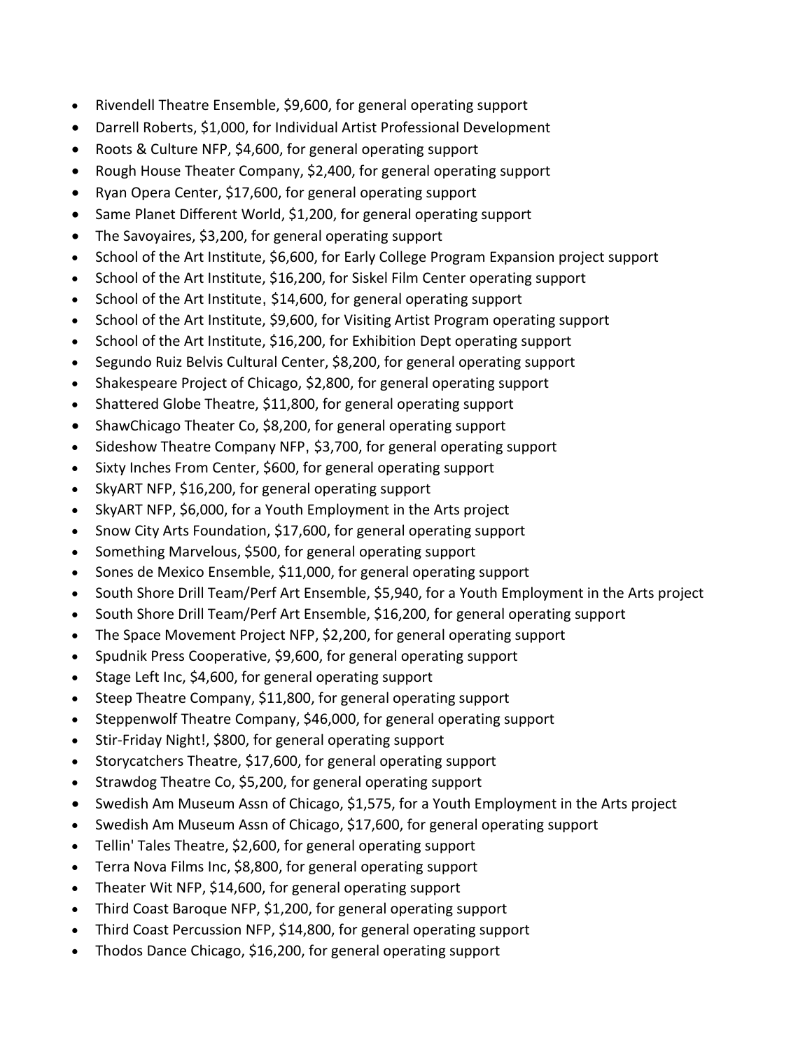- Rivendell Theatre Ensemble, $9,600, for general operating support
- Darrell Roberts, $1,000, for Individual Artist Professional Development
- Roots & Culture NFP, $4,600, for general operating support
- Rough House Theater Company, $2,400, for general operating support
- Ryan Opera Center, $17,600, for general operating support
- Same Planet Different World, $1,200, for general operating support
- The Savoyaires, $3,200, for general operating support
- School of the Art Institute, $6,600, for Early College Program Expansion project support
- School of the Art Institute, $16,200, for Siskel Film Center operating support
- School of the Art Institute, $14,600, for general operating support
- School of the Art Institute, $9,600, for Visiting Artist Program operating support
- School of the Art Institute, $16,200, for Exhibition Dept operating support
- Segundo Ruiz Belvis Cultural Center, $8,200, for general operating support
- Shakespeare Project of Chicago, $2,800, for general operating support
- Shattered Globe Theatre, $11,800, for general operating support
- ShawChicago Theater Co, $8,200, for general operating support
- Sideshow Theatre Company NFP, $3,700, for general operating support
- Sixty Inches From Center, $600, for general operating support
- SkyART NFP, $16,200, for general operating support
- SkyART NFP, $6,000, for a Youth Employment in the Arts project
- Snow City Arts Foundation, $17,600, for general operating support
- Something Marvelous, $500, for general operating support
- Sones de Mexico Ensemble, $11,000, for general operating support
- South Shore Drill Team/Perf Art Ensemble, $5,940, for a Youth Employment in the Arts project
- South Shore Drill Team/Perf Art Ensemble, $16,200, for general operating support
- The Space Movement Project NFP, $2,200, for general operating support
- Spudnik Press Cooperative, $9,600, for general operating support
- Stage Left Inc, $4,600, for general operating support
- Steep Theatre Company, $11,800, for general operating support
- Steppenwolf Theatre Company, $46,000, for general operating support
- Stir-Friday Night!, $800, for general operating support
- Storycatchers Theatre, $17,600, for general operating support
- Strawdog Theatre Co, $5,200, for general operating support
- Swedish Am Museum Assn of Chicago, $1,575, for a Youth Employment in the Arts project
- Swedish Am Museum Assn of Chicago, $17,600, for general operating support
- Tellin' Tales Theatre, $2,600, for general operating support
- Terra Nova Films Inc, $8,800, for general operating support
- Theater Wit NFP, $14,600, for general operating support
- Third Coast Baroque NFP, $1,200, for general operating support
- Third Coast Percussion NFP, $14,800, for general operating support
- Thodos Dance Chicago, $16,200, for general operating support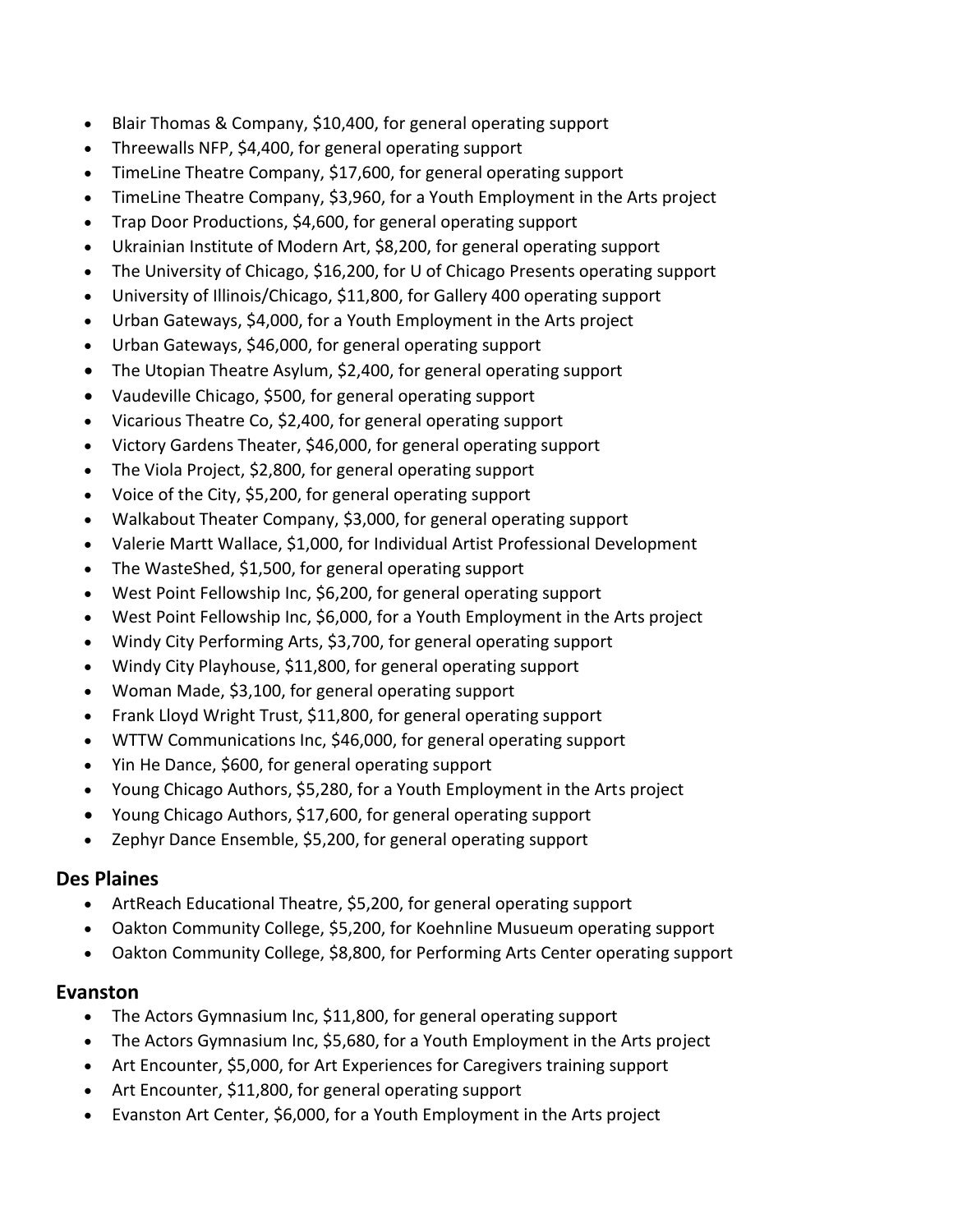- Blair Thomas & Company, $10,400, for general operating support
- Threewalls NFP, $4,400, for general operating support
- TimeLine Theatre Company, $17,600, for general operating support
- TimeLine Theatre Company, $3,960, for a Youth Employment in the Arts project
- Trap Door Productions, $4,600, for general operating support
- Ukrainian Institute of Modern Art, $8,200, for general operating support
- The University of Chicago, $16,200, for U of Chicago Presents operating support
- University of Illinois/Chicago, $11,800, for Gallery 400 operating support
- Urban Gateways, $4,000, for a Youth Employment in the Arts project
- Urban Gateways, $46,000, for general operating support
- The Utopian Theatre Asylum, $2,400, for general operating support
- Vaudeville Chicago, $500, for general operating support
- Vicarious Theatre Co, $2,400, for general operating support
- Victory Gardens Theater, $46,000, for general operating support
- The Viola Project, $2,800, for general operating support
- Voice of the City, $5,200, for general operating support
- Walkabout Theater Company, $3,000, for general operating support
- Valerie Martt Wallace, $1,000, for Individual Artist Professional Development
- The WasteShed, $1,500, for general operating support
- West Point Fellowship Inc, $6,200, for general operating support
- West Point Fellowship Inc, $6,000, for a Youth Employment in the Arts project
- Windy City Performing Arts, $3,700, for general operating support
- Windy City Playhouse, $11,800, for general operating support
- Woman Made, $3,100, for general operating support
- Frank Lloyd Wright Trust, $11,800, for general operating support
- WTTW Communications Inc, $46,000, for general operating support
- Yin He Dance, $600, for general operating support
- Young Chicago Authors, $5,280, for a Youth Employment in the Arts project
- Young Chicago Authors, $17,600, for general operating support
- Zephyr Dance Ensemble, $5,200, for general operating support

### Des Plaines

- ArtReach Educational Theatre, $5,200, for general operating support
- Oakton Community College, $5,200, for Koehnline Musueum operating support
- Oakton Community College, $8,800, for Performing Arts Center operating support

### Evanston

- The Actors Gymnasium Inc, $11,800, for general operating support
- The Actors Gymnasium Inc, $5,680, for a Youth Employment in the Arts project
- Art Encounter, $5,000, for Art Experiences for Caregivers training support
- Art Encounter, $11,800, for general operating support
- Evanston Art Center, $6,000, for a Youth Employment in the Arts project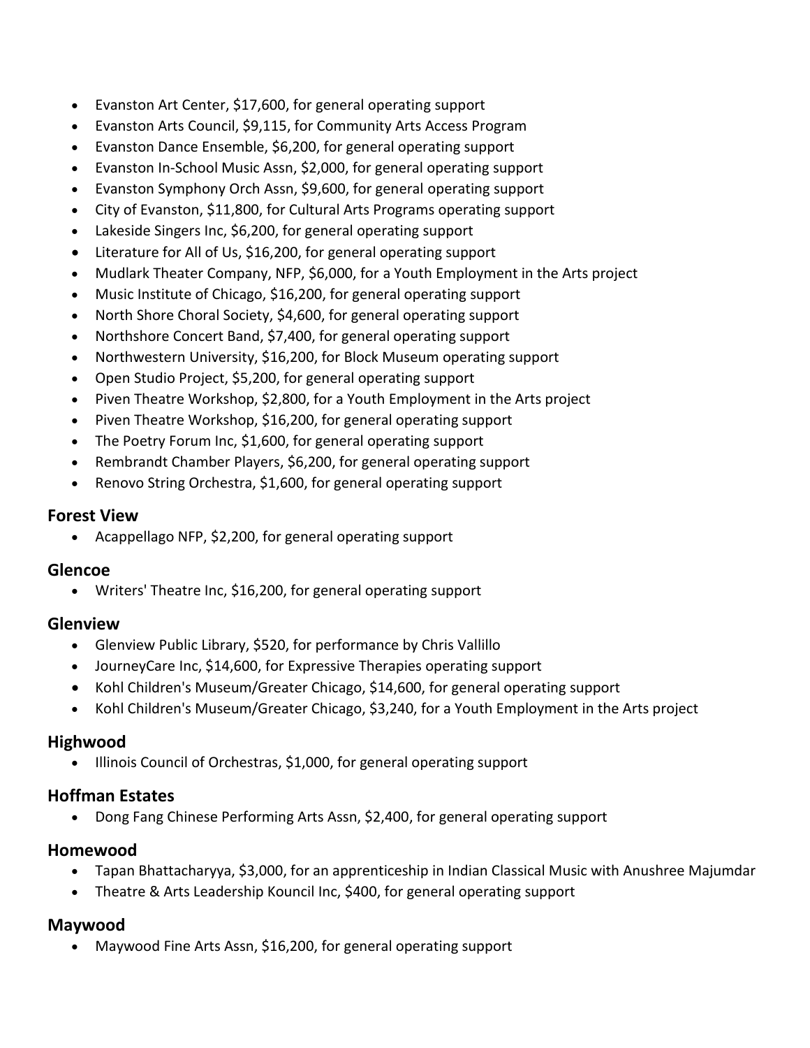- Evanston Art Center, $17,600, for general operating support
- Evanston Arts Council, $9,115, for Community Arts Access Program
- Evanston Dance Ensemble, $6,200, for general operating support
- Evanston In-School Music Assn, $2,000, for general operating support
- Evanston Symphony Orch Assn, $9,600, for general operating support
- City of Evanston, $11,800, for Cultural Arts Programs operating support
- Lakeside Singers Inc, $6,200, for general operating support
- Literature for All of Us, $16,200, for general operating support
- Mudlark Theater Company, NFP, $6,000, for a Youth Employment in the Arts project
- Music Institute of Chicago, $16,200, for general operating support
- North Shore Choral Society, $4,600, for general operating support
- Northshore Concert Band, $7,400, for general operating support
- Northwestern University, $16,200, for Block Museum operating support
- Open Studio Project, $5,200, for general operating support
- Piven Theatre Workshop, $2,800, for a Youth Employment in the Arts project
- Piven Theatre Workshop, $16,200, for general operating support
- The Poetry Forum Inc, $1,600, for general operating support
- Rembrandt Chamber Players, $6,200, for general operating support
- Renovo String Orchestra, $1,600, for general operating support

### Forest View

- Acappellago NFP, $2,200, for general operating support

### Glencoe

- Writers' Theatre Inc, $16,200, for general operating support

### Glenview

- Glenview Public Library, $520, for performance by Chris Vallillo
- JourneyCare Inc, $14,600, for Expressive Therapies operating support
- Kohl Children's Museum/Greater Chicago, $14,600, for general operating support
- Kohl Children's Museum/Greater Chicago, $3,240, for a Youth Employment in the Arts project

### Highwood

- Illinois Council of Orchestras, $1,000, for general operating support

### Hoffman Estates

- Dong Fang Chinese Performing Arts Assn, $2,400, for general operating support

### Homewood

- Tapan Bhattacharyya, $3,000, for an apprenticeship in Indian Classical Music with Anushree Majumdar
- Theatre & Arts Leadership Kouncil Inc, $400, for general operating support

### Maywood

- Maywood Fine Arts Assn, $16,200, for general operating support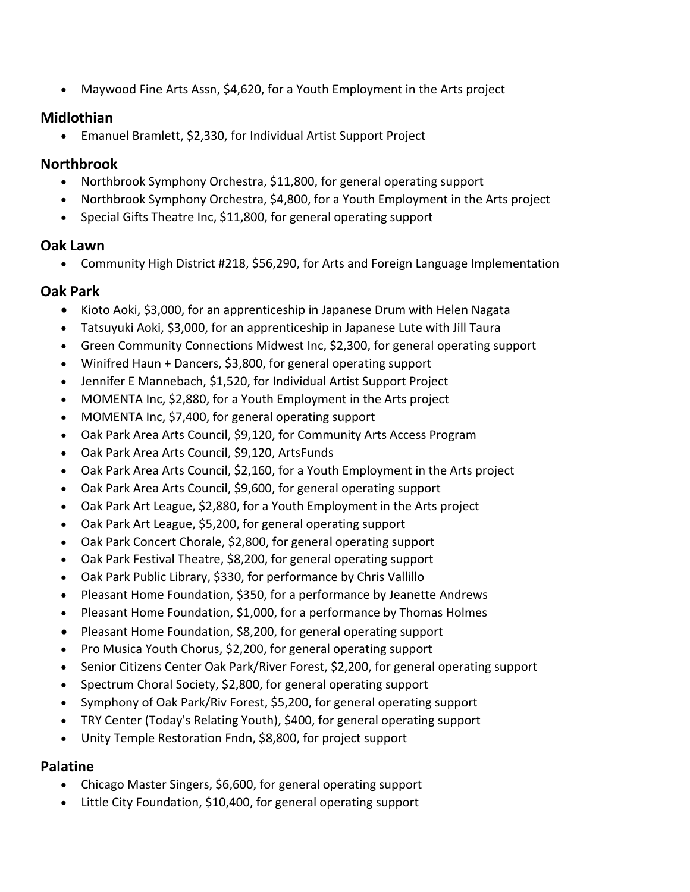- Maywood Fine Arts Assn, $4,620, for a Youth Employment in the Arts project

### Midlothian

- Emanuel Bramlett, $2,330, for Individual Artist Support Project

### Northbrook

- Northbrook Symphony Orchestra, $11,800, for general operating support
- Northbrook Symphony Orchestra, $4,800, for a Youth Employment in the Arts project
- Special Gifts Theatre Inc, $11,800, for general operating support

### Oak Lawn

- Community High District #218, $56,290, for Arts and Foreign Language Implementation

### Oak Park

- Kioto Aoki, $3,000, for an apprenticeship in Japanese Drum with Helen Nagata
- Tatsuyuki Aoki, $3,000, for an apprenticeship in Japanese Lute with Jill Taura
- Green Community Connections Midwest Inc, $2,300, for general operating support
- Winifred Haun + Dancers, $3,800, for general operating support
- Jennifer E Mannebach, $1,520, for Individual Artist Support Project
- MOMENTA Inc, $2,880, for a Youth Employment in the Arts project
- MOMENTA Inc, $7,400, for general operating support
- Oak Park Area Arts Council, $9,120, for Community Arts Access Program
- Oak Park Area Arts Council, $9,120, ArtsFunds
- Oak Park Area Arts Council, $2,160, for a Youth Employment in the Arts project
- Oak Park Area Arts Council, $9,600, for general operating support
- Oak Park Art League, $2,880, for a Youth Employment in the Arts project
- Oak Park Art League, $5,200, for general operating support
- Oak Park Concert Chorale, $2,800, for general operating support
- Oak Park Festival Theatre, $8,200, for general operating support
- Oak Park Public Library, $330, for performance by Chris Vallillo
- Pleasant Home Foundation, $350, for a performance by Jeanette Andrews
- Pleasant Home Foundation, $1,000, for a performance by Thomas Holmes
- Pleasant Home Foundation, $8,200, for general operating support
- Pro Musica Youth Chorus, $2,200, for general operating support
- Senior Citizens Center Oak Park/River Forest, $2,200, for general operating support
- Spectrum Choral Society, $2,800, for general operating support
- Symphony of Oak Park/Riv Forest, $5,200, for general operating support
- TRY Center (Today's Relating Youth), $400, for general operating support
- Unity Temple Restoration Fndn, $8,800, for project support

### Palatine

- Chicago Master Singers, $6,600, for general operating support
- Little City Foundation, $10,400, for general operating support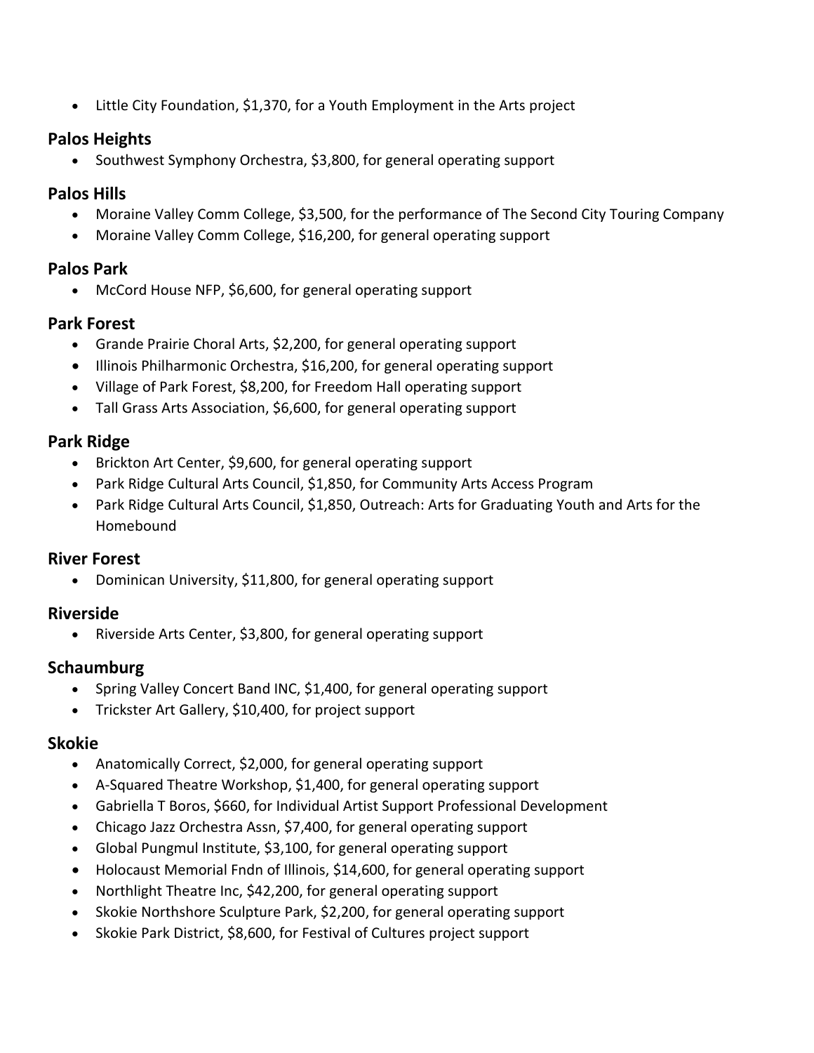- Little City Foundation, $1,370, for a Youth Employment in the Arts project

### Palos Heights

- Southwest Symphony Orchestra, $3,800, for general operating support

### Palos Hills

- Moraine Valley Comm College, $3,500, for the performance of The Second City Touring Company
- Moraine Valley Comm College, $16,200, for general operating support

### Palos Park

- McCord House NFP, $6,600, for general operating support

### Park Forest

- Grande Prairie Choral Arts, $2,200, for general operating support
- Illinois Philharmonic Orchestra, $16,200, for general operating support
- Village of Park Forest, $8,200, for Freedom Hall operating support
- Tall Grass Arts Association, $6,600, for general operating support

### Park Ridge

- Brickton Art Center, $9,600, for general operating support
- Park Ridge Cultural Arts Council, $1,850, for Community Arts Access Program
- Park Ridge Cultural Arts Council, $1,850, Outreach: Arts for Graduating Youth and Arts for the Homebound

### River Forest

- Dominican University, $11,800, for general operating support

### Riverside

- Riverside Arts Center, $3,800, for general operating support

### Schaumburg

- Spring Valley Concert Band INC, $1,400, for general operating support
- Trickster Art Gallery, $10,400, for project support

### Skokie

- Anatomically Correct, $2,000, for general operating support
- A-Squared Theatre Workshop, $1,400, for general operating support
- Gabriella T Boros, $660, for Individual Artist Support Professional Development
- Chicago Jazz Orchestra Assn, $7,400, for general operating support
- Global Pungmul Institute, $3,100, for general operating support
- Holocaust Memorial Fndn of Illinois, $14,600, for general operating support
- Northlight Theatre Inc, $42,200, for general operating support
- Skokie Northshore Sculpture Park, $2,200, for general operating support
- Skokie Park District, $8,600, for Festival of Cultures project support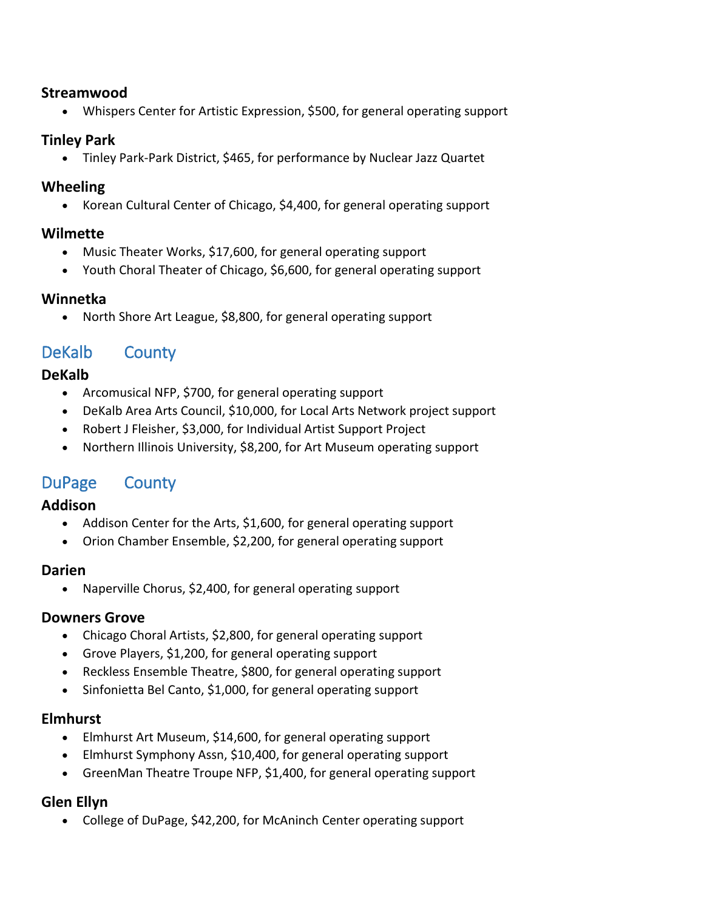### Streamwood

- Whispers Center for Artistic Expression, $500, for general operating support

### Tinley Park

- Tinley Park-Park District, $465, for performance by Nuclear Jazz Quartet

### Wheeling

- Korean Cultural Center of Chicago, $4,400, for general operating support

### Wilmette

- Music Theater Works, $17,600, for general operating support
- Youth Choral Theater of Chicago, $6,600, for general operating support

### Winnetka

- North Shore Art League, $8,800, for general operating support

## DeKalb County

### DeKalb

- Arcomusical NFP, $700, for general operating support
- DeKalb Area Arts Council, $10,000, for Local Arts Network project support
- Robert J Fleisher, $3,000, for Individual Artist Support Project
- Northern Illinois University, $8,200, for Art Museum operating support

## DuPage County

### Addison

- Addison Center for the Arts, $1,600, for general operating support
- Orion Chamber Ensemble, $2,200, for general operating support

### Darien

- Naperville Chorus, $2,400, for general operating support

### Downers Grove

- Chicago Choral Artists, $2,800, for general operating support
- Grove Players, $1,200, for general operating support
- Reckless Ensemble Theatre, $800, for general operating support
- Sinfonietta Bel Canto, $1,000, for general operating support

### Elmhurst

- Elmhurst Art Museum, $14,600, for general operating support
- Elmhurst Symphony Assn, $10,400, for general operating support
- GreenMan Theatre Troupe NFP, $1,400, for general operating support

### Glen Ellyn

- College of DuPage, $42,200, for McAninch Center operating support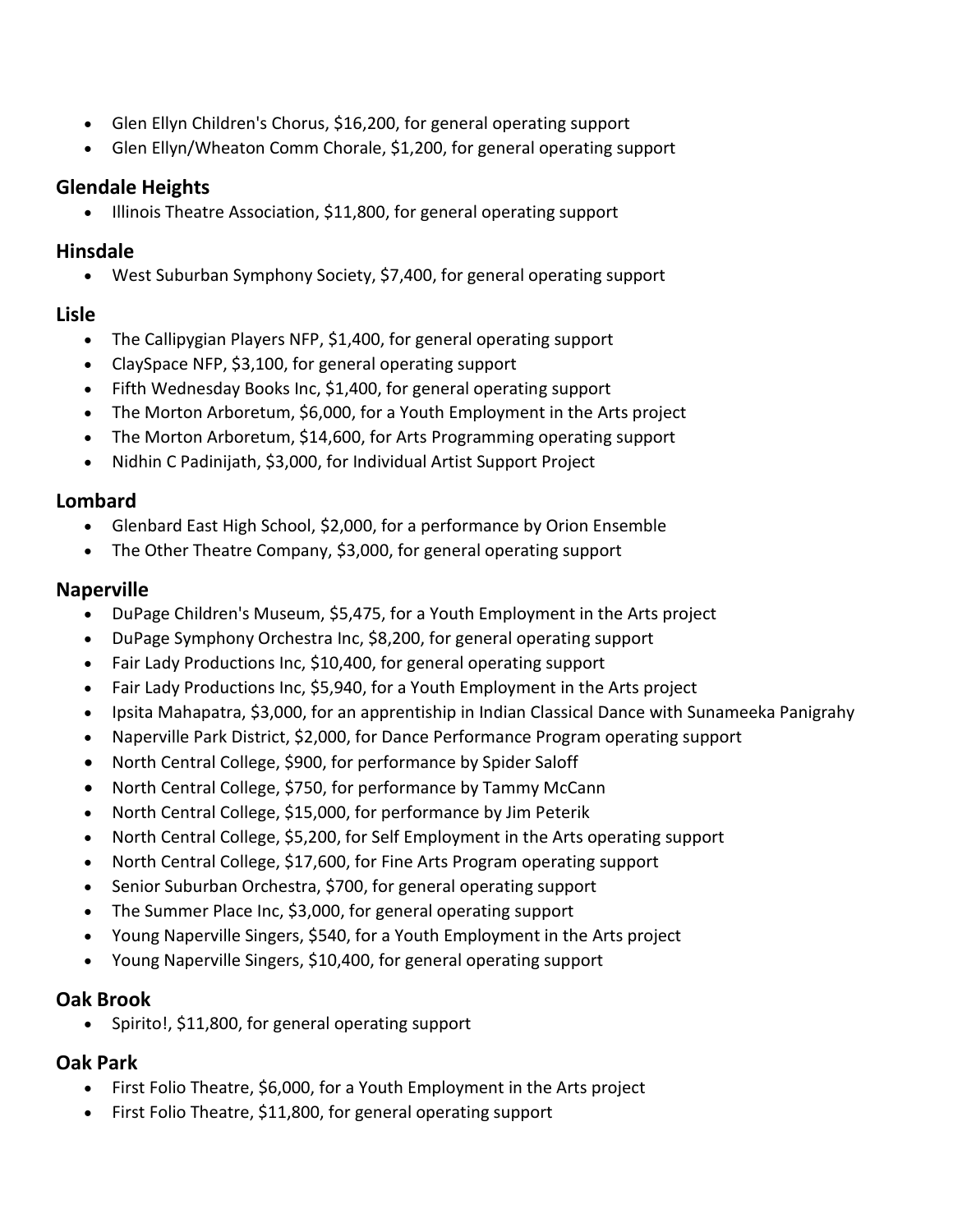- Glen Ellyn Children's Chorus, $16,200, for general operating support
- Glen Ellyn/Wheaton Comm Chorale, $1,200, for general operating support

### Glendale Heights

- Illinois Theatre Association, $11,800, for general operating support

### Hinsdale

- West Suburban Symphony Society, $7,400, for general operating support

### Lisle

- The Callipygian Players NFP, $1,400, for general operating support
- ClaySpace NFP, $3,100, for general operating support
- Fifth Wednesday Books Inc, $1,400, for general operating support
- The Morton Arboretum, $6,000, for a Youth Employment in the Arts project
- The Morton Arboretum, $14,600, for Arts Programming operating support
- Nidhin C Padinijath, $3,000, for Individual Artist Support Project

### Lombard

- Glenbard East High School, $2,000, for a performance by Orion Ensemble
- The Other Theatre Company, $3,000, for general operating support

### Naperville

- DuPage Children's Museum, $5,475, for a Youth Employment in the Arts project
- DuPage Symphony Orchestra Inc, $8,200, for general operating support
- Fair Lady Productions Inc, $10,400, for general operating support
- Fair Lady Productions Inc, $5,940, for a Youth Employment in the Arts project
- Ipsita Mahapatra, $3,000, for an apprentiship in Indian Classical Dance with Sunameeka Panigrahy
- Naperville Park District, $2,000, for Dance Performance Program operating support
- North Central College, $900, for performance by Spider Saloff
- North Central College, $750, for performance by Tammy McCann
- North Central College, $15,000, for performance by Jim Peterik
- North Central College, $5,200, for Self Employment in the Arts operating support
- North Central College, $17,600, for Fine Arts Program operating support
- Senior Suburban Orchestra, $700, for general operating support
- The Summer Place Inc, $3,000, for general operating support
- Young Naperville Singers, $540, for a Youth Employment in the Arts project
- Young Naperville Singers, $10,400, for general operating support

### Oak Brook

- Spirito!, $11,800, for general operating support

### Oak Park

- First Folio Theatre, $6,000, for a Youth Employment in the Arts project
- First Folio Theatre, $11,800, for general operating support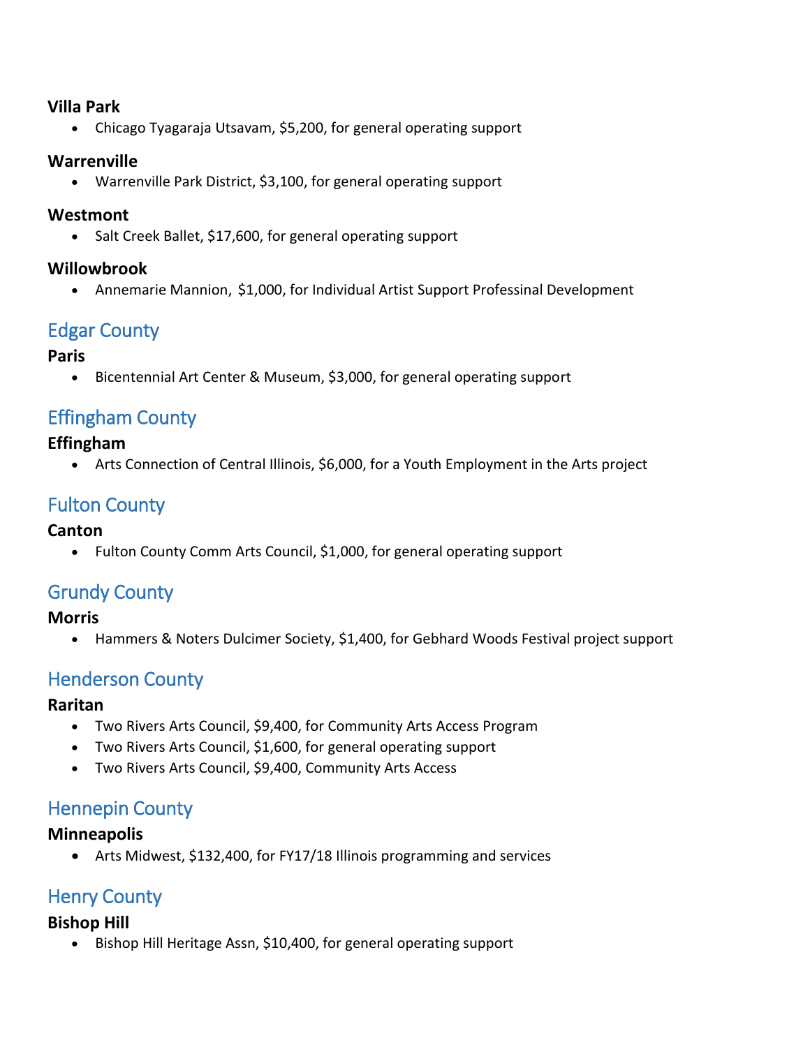**Villa Park**

- Chicago Tyagaraja Utsavam, $5,200, for general operating support

**Warrenville**

- Warrenville Park District, $3,100, for general operating support

**Westmont**

- Salt Creek Ballet, $17,600, for general operating support

**Willowbrook**

- Annemarie Mannion, $1,000, for Individual Artist Support Professinal Development

## Edgar County

**Paris**

- Bicentennial Art Center & Museum, $3,000, for general operating support

## Effingham County

**Effingham**

- Arts Connection of Central Illinois, $6,000, for a Youth Employment in the Arts project

## Fulton County

**Canton**

- Fulton County Comm Arts Council, $1,000, for general operating support

## Grundy County

**Morris**

- Hammers & Noters Dulcimer Society, $1,400, for Gebhard Woods Festival project support

## Henderson County

**Raritan**

- Two Rivers Arts Council, $9,400, for Community Arts Access Program
- Two Rivers Arts Council, $1,600, for general operating support
- Two Rivers Arts Council, $9,400, Community Arts Access

## Hennepin County

**Minneapolis**

- Arts Midwest, $132,400, for FY17/18 Illinois programming and services

## Henry County

**Bishop Hill**

- Bishop Hill Heritage Assn, $10,400, for general operating support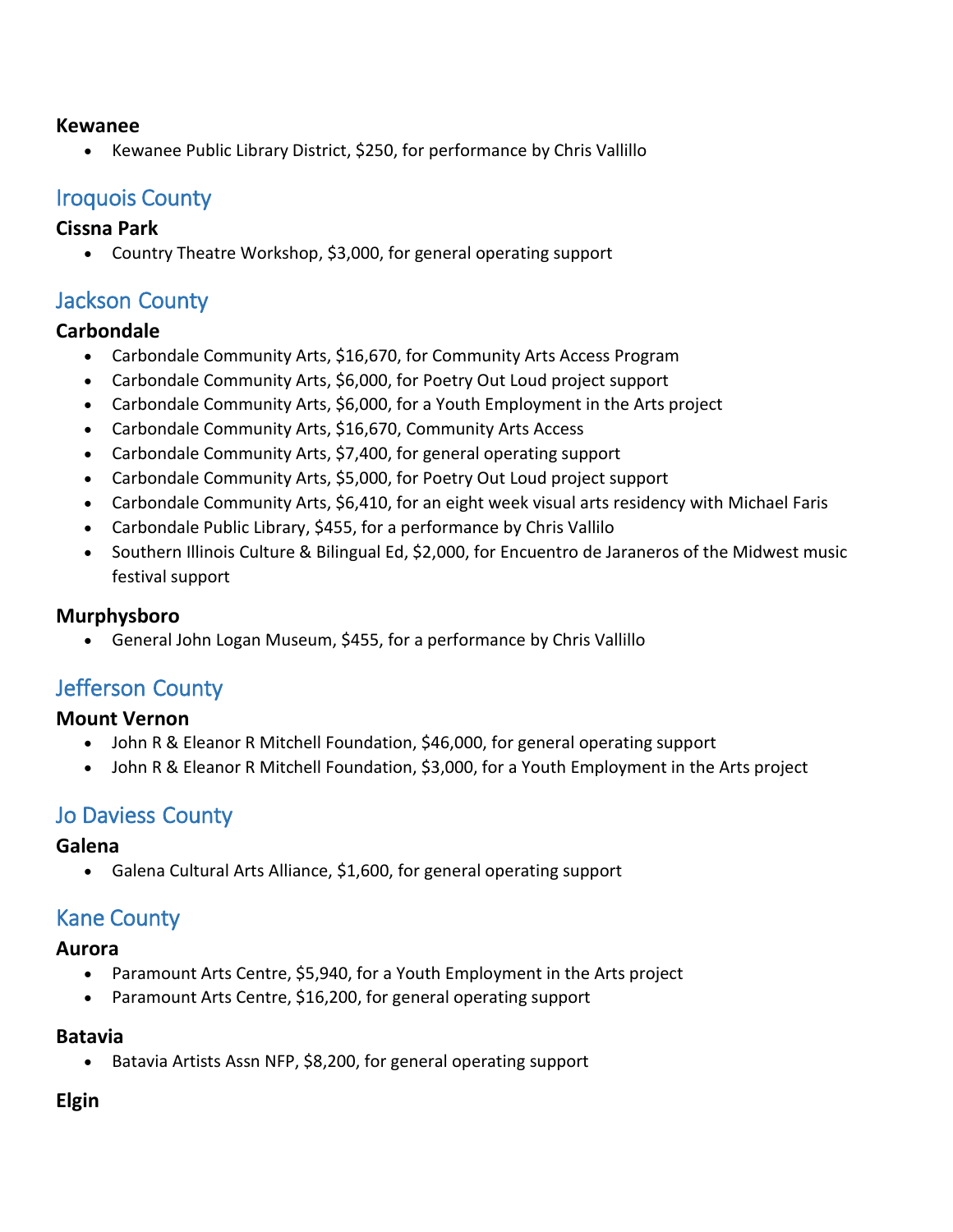### Kewanee

- Kewanee Public Library District, $250, for performance by Chris Vallillo

## Iroquois County

### Cissna Park

- Country Theatre Workshop, $3,000, for general operating support

## Jackson County

### Carbondale

- Carbondale Community Arts, $16,670, for Community Arts Access Program
- Carbondale Community Arts, $6,000, for Poetry Out Loud project support
- Carbondale Community Arts, $6,000, for a Youth Employment in the Arts project
- Carbondale Community Arts, $16,670, Community Arts Access
- Carbondale Community Arts, $7,400, for general operating support
- Carbondale Community Arts, $5,000, for Poetry Out Loud project support
- Carbondale Community Arts, $6,410, for an eight week visual arts residency with Michael Faris
- Carbondale Public Library, $455, for a performance by Chris Vallilo
- Southern Illinois Culture & Bilingual Ed, $2,000, for Encuentro de Jaraneros of the Midwest music festival support

### Murphysboro

- General John Logan Museum, $455, for a performance by Chris Vallillo

## Jefferson County

### Mount Vernon

- John R & Eleanor R Mitchell Foundation, $46,000, for general operating support
- John R & Eleanor R Mitchell Foundation, $3,000, for a Youth Employment in the Arts project

## Jo Daviess County

### Galena

- Galena Cultural Arts Alliance, $1,600, for general operating support

## Kane County

### Aurora

- Paramount Arts Centre, $5,940, for a Youth Employment in the Arts project
- Paramount Arts Centre, $16,200, for general operating support

### Batavia

- Batavia Artists Assn NFP, $8,200, for general operating support

### Elgin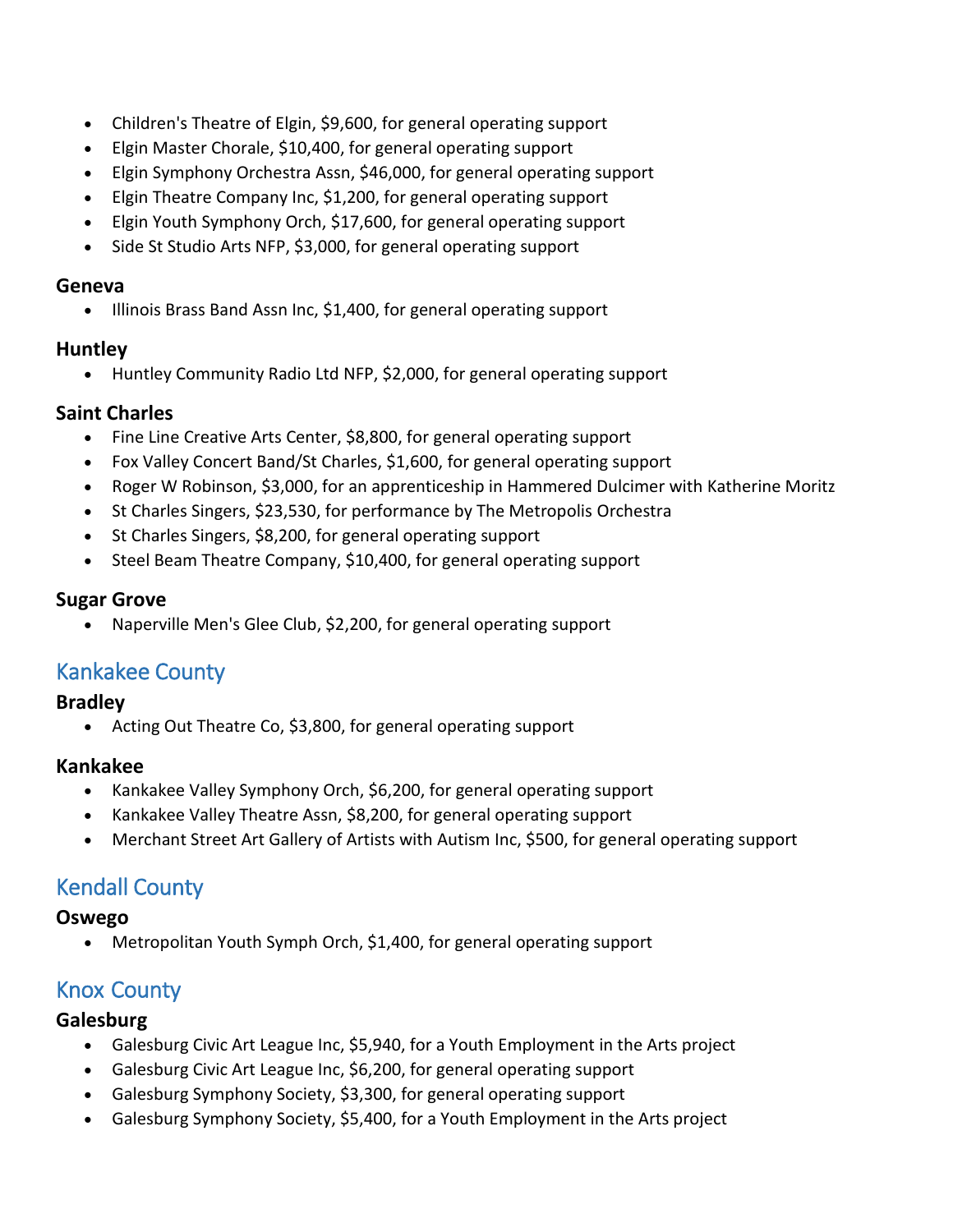- Children's Theatre of Elgin, $9,600, for general operating support
- Elgin Master Chorale, $10,400, for general operating support
- Elgin Symphony Orchestra Assn, $46,000, for general operating support
- Elgin Theatre Company Inc, $1,200, for general operating support
- Elgin Youth Symphony Orch, $17,600, for general operating support
- Side St Studio Arts NFP, $3,000, for general operating support

### Geneva

- Illinois Brass Band Assn Inc, $1,400, for general operating support

### Huntley

- Huntley Community Radio Ltd NFP, $2,000, for general operating support

### Saint Charles

- Fine Line Creative Arts Center, $8,800, for general operating support
- Fox Valley Concert Band/St Charles, $1,600, for general operating support
- Roger W Robinson, $3,000, for an apprenticeship in Hammered Dulcimer with Katherine Moritz
- St Charles Singers, $23,530, for performance by The Metropolis Orchestra
- St Charles Singers, $8,200, for general operating support
- Steel Beam Theatre Company, $10,400, for general operating support

### Sugar Grove

- Naperville Men's Glee Club, $2,200, for general operating support

## Kankakee County

### Bradley

- Acting Out Theatre Co, $3,800, for general operating support

### Kankakee

- Kankakee Valley Symphony Orch, $6,200, for general operating support
- Kankakee Valley Theatre Assn, $8,200, for general operating support
- Merchant Street Art Gallery of Artists with Autism Inc, $500, for general operating support

## Kendall County

### Oswego

- Metropolitan Youth Symph Orch, $1,400, for general operating support

## Knox County

### Galesburg

- Galesburg Civic Art League Inc, $5,940, for a Youth Employment in the Arts project
- Galesburg Civic Art League Inc, $6,200, for general operating support
- Galesburg Symphony Society, $3,300, for general operating support
- Galesburg Symphony Society, $5,400, for a Youth Employment in the Arts project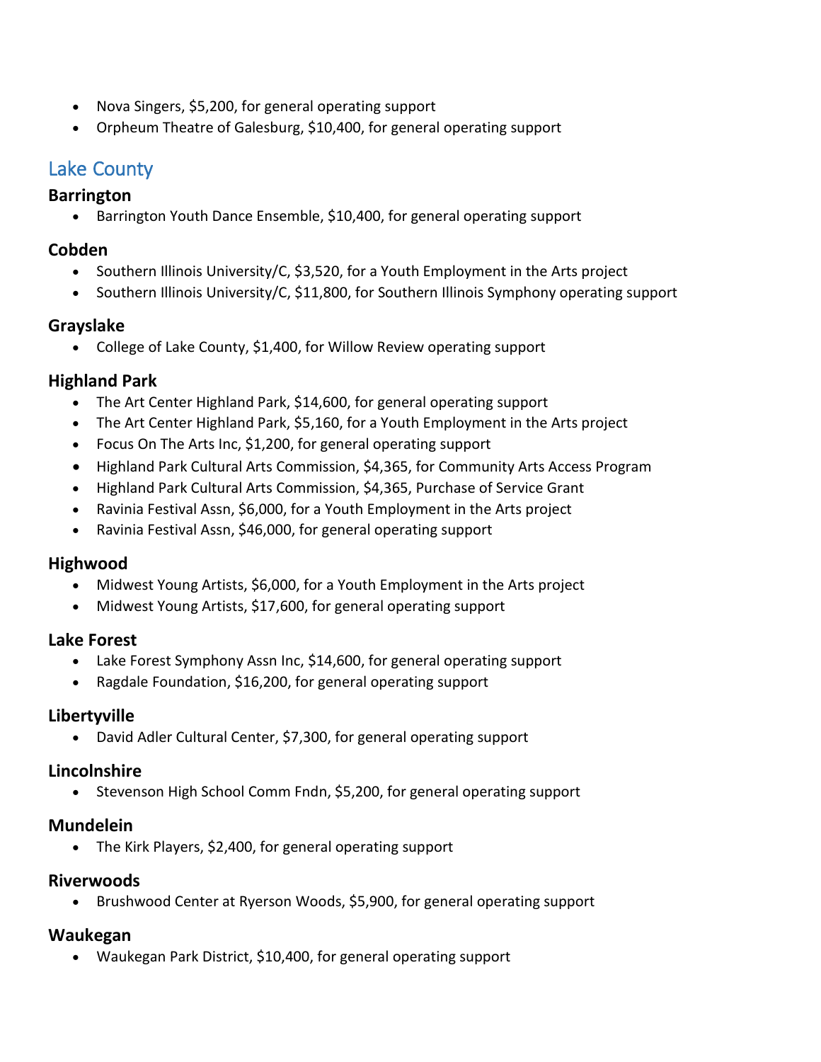- Nova Singers, $5,200, for general operating support
- Orpheum Theatre of Galesburg, $10,400, for general operating support

## Lake County

### Barrington

- Barrington Youth Dance Ensemble, $10,400, for general operating support

### Cobden

- Southern Illinois University/C, $3,520, for a Youth Employment in the Arts project
- Southern Illinois University/C, $11,800, for Southern Illinois Symphony operating support

### Grayslake

- College of Lake County, $1,400, for Willow Review operating support

### Highland Park

- The Art Center Highland Park, $14,600, for general operating support
- The Art Center Highland Park, $5,160, for a Youth Employment in the Arts project
- Focus On The Arts Inc, $1,200, for general operating support
- Highland Park Cultural Arts Commission, $4,365, for Community Arts Access Program
- Highland Park Cultural Arts Commission, $4,365, Purchase of Service Grant
- Ravinia Festival Assn, $6,000, for a Youth Employment in the Arts project
- Ravinia Festival Assn, $46,000, for general operating support

### Highwood

- Midwest Young Artists, $6,000, for a Youth Employment in the Arts project
- Midwest Young Artists, $17,600, for general operating support

### Lake Forest

- Lake Forest Symphony Assn Inc, $14,600, for general operating support
- Ragdale Foundation, $16,200, for general operating support

### Libertyville

- David Adler Cultural Center, $7,300, for general operating support

### Lincolnshire

- Stevenson High School Comm Fndn, $5,200, for general operating support

### Mundelein

- The Kirk Players, $2,400, for general operating support

### Riverwoods

- Brushwood Center at Ryerson Woods, $5,900, for general operating support

### Waukegan

- Waukegan Park District, $10,400, for general operating support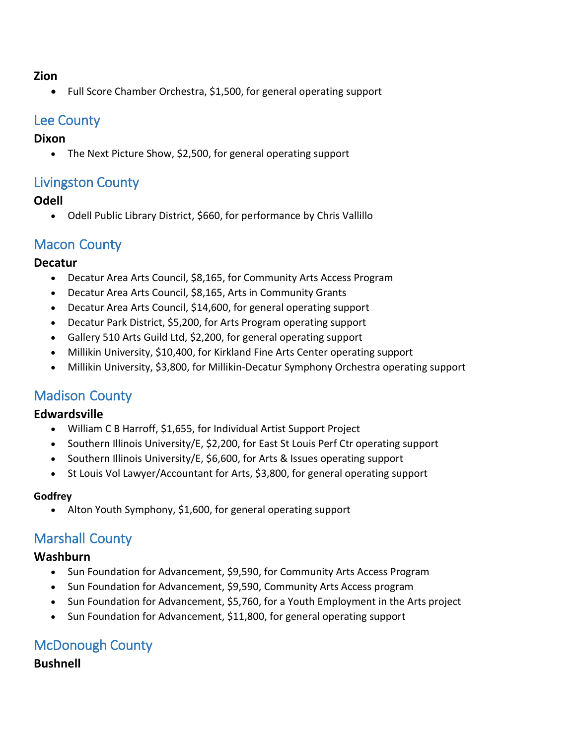### Zion

- Full Score Chamber Orchestra, $1,500, for general operating support

## Lee County

### Dixon

- The Next Picture Show, $2,500, for general operating support

## Livingston County

### Odell

- Odell Public Library District, $660, for performance by Chris Vallillo

## Macon County

### Decatur

- Decatur Area Arts Council, $8,165, for Community Arts Access Program
- Decatur Area Arts Council, $8,165, Arts in Community Grants
- Decatur Area Arts Council, $14,600, for general operating support
- Decatur Park District, $5,200, for Arts Program operating support
- Gallery 510 Arts Guild Ltd, $2,200, for general operating support
- Millikin University, $10,400, for Kirkland Fine Arts Center operating support
- Millikin University, $3,800, for Millikin-Decatur Symphony Orchestra operating support

## Madison County

### Edwardsville

- William C B Harroff, $1,655, for Individual Artist Support Project
- Southern Illinois University/E, $2,200, for East St Louis Perf Ctr operating support
- Southern Illinois University/E, $6,600, for Arts & Issues operating support
- St Louis Vol Lawyer/Accountant for Arts, $3,800, for general operating support

#### Godfrey

- Alton Youth Symphony, $1,600, for general operating support

## Marshall County

### Washburn

- Sun Foundation for Advancement, $9,590, for Community Arts Access Program
- Sun Foundation for Advancement, $9,590, Community Arts Access program
- Sun Foundation for Advancement, $5,760, for a Youth Employment in the Arts project
- Sun Foundation for Advancement, $11,800, for general operating support

## McDonough County

### Bushnell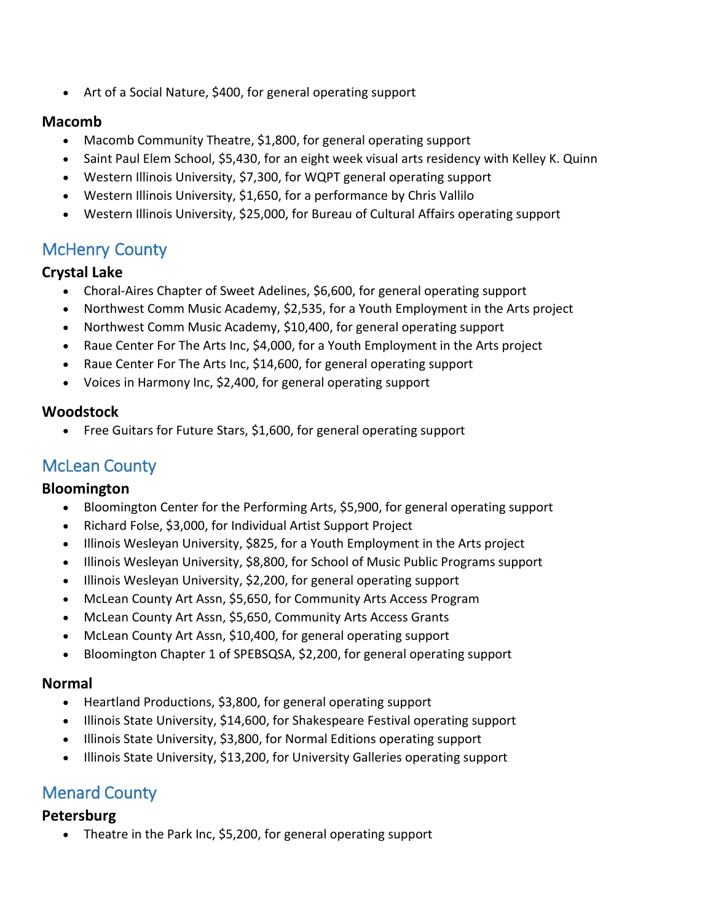- Art of a Social Nature, $400, for general operating support

### Macomb

- Macomb Community Theatre, $1,800, for general operating support
- Saint Paul Elem School, $5,430, for an eight week visual arts residency with Kelley K. Quinn
- Western Illinois University, $7,300, for WQPT general operating support
- Western Illinois University, $1,650, for a performance by Chris Vallilo
- Western Illinois University, $25,000, for Bureau of Cultural Affairs operating support

## McHenry County

### Crystal Lake

- Choral-Aires Chapter of Sweet Adelines, $6,600, for general operating support
- Northwest Comm Music Academy, $2,535, for a Youth Employment in the Arts project
- Northwest Comm Music Academy, $10,400, for general operating support
- Raue Center For The Arts Inc, $4,000, for a Youth Employment in the Arts project
- Raue Center For The Arts Inc, $14,600, for general operating support
- Voices in Harmony Inc, $2,400, for general operating support

### Woodstock

- Free Guitars for Future Stars, $1,600, for general operating support

## McLean County

### Bloomington

- Bloomington Center for the Performing Arts, $5,900, for general operating support
- Richard Folse, $3,000, for Individual Artist Support Project
- Illinois Wesleyan University, $825, for a Youth Employment in the Arts project
- Illinois Wesleyan University, $8,800, for School of Music Public Programs support
- Illinois Wesleyan University, $2,200, for general operating support
- McLean County Art Assn, $5,650, for Community Arts Access Program
- McLean County Art Assn, $5,650, Community Arts Access Grants
- McLean County Art Assn, $10,400, for general operating support
- Bloomington Chapter 1 of SPEBSQSA, $2,200, for general operating support

### Normal

- Heartland Productions, $3,800, for general operating support
- Illinois State University, $14,600, for Shakespeare Festival operating support
- Illinois State University, $3,800, for Normal Editions operating support
- Illinois State University, $13,200, for University Galleries operating support

## Menard County

### Petersburg

- Theatre in the Park Inc, $5,200, for general operating support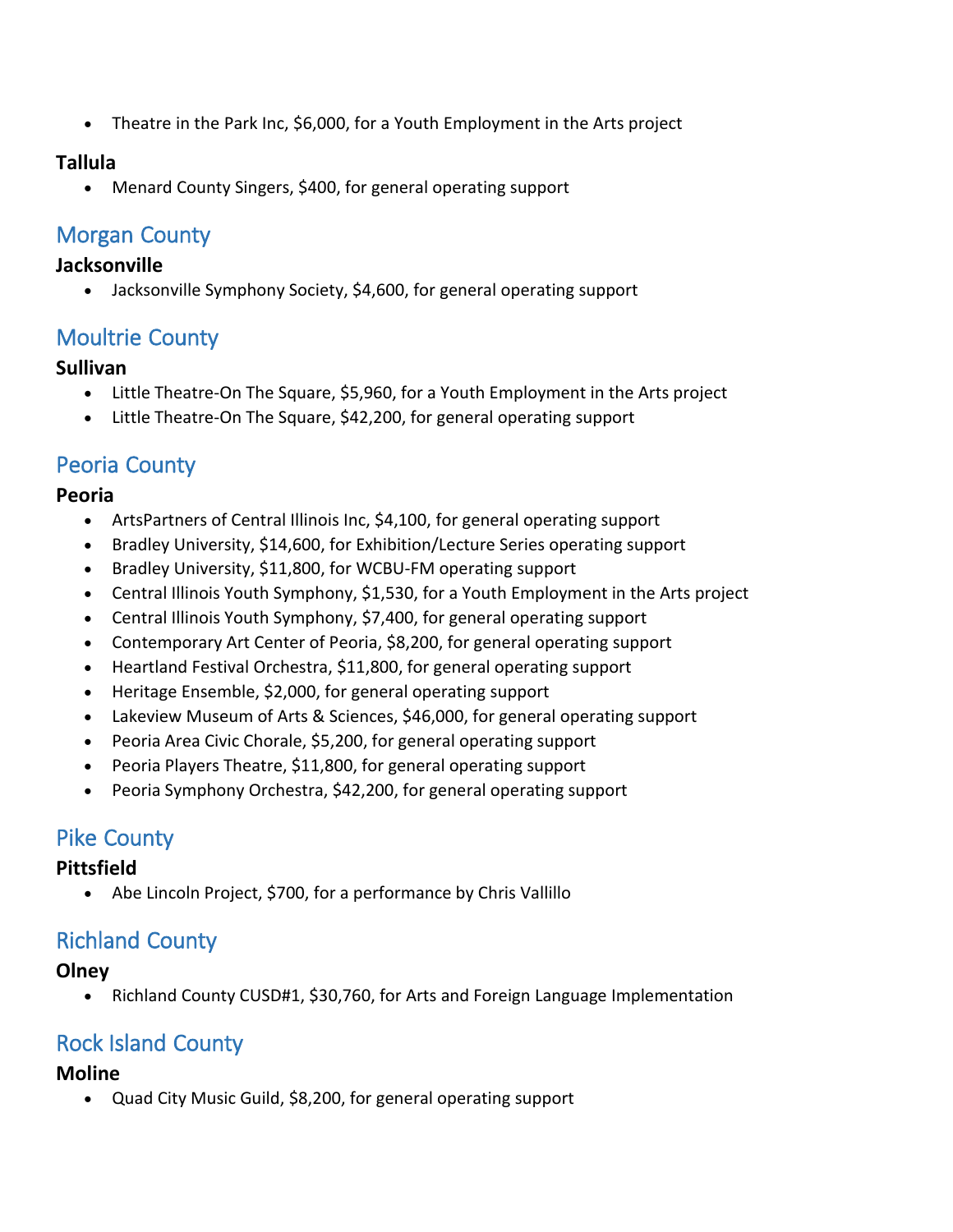- Theatre in the Park Inc, $6,000, for a Youth Employment in the Arts project

**Tallula**

- Menard County Singers, $400, for general operating support

## Morgan County

**Jacksonville**

- Jacksonville Symphony Society, $4,600, for general operating support

## Moultrie County

**Sullivan**

- Little Theatre-On The Square, $5,960, for a Youth Employment in the Arts project
- Little Theatre-On The Square, $42,200, for general operating support

## Peoria County

**Peoria**

- ArtsPartners of Central Illinois Inc, $4,100, for general operating support
- Bradley University, $14,600, for Exhibition/Lecture Series operating support
- Bradley University, $11,800, for WCBU-FM operating support
- Central Illinois Youth Symphony, $1,530, for a Youth Employment in the Arts project
- Central Illinois Youth Symphony, $7,400, for general operating support
- Contemporary Art Center of Peoria, $8,200, for general operating support
- Heartland Festival Orchestra, $11,800, for general operating support
- Heritage Ensemble, $2,000, for general operating support
- Lakeview Museum of Arts & Sciences, $46,000, for general operating support
- Peoria Area Civic Chorale, $5,200, for general operating support
- Peoria Players Theatre, $11,800, for general operating support
- Peoria Symphony Orchestra, $42,200, for general operating support

## Pike County

**Pittsfield**

- Abe Lincoln Project, $700, for a performance by Chris Vallillo

## Richland County

**Olney**

- Richland County CUSD#1, $30,760, for Arts and Foreign Language Implementation

## Rock Island County

**Moline**

- Quad City Music Guild, $8,200, for general operating support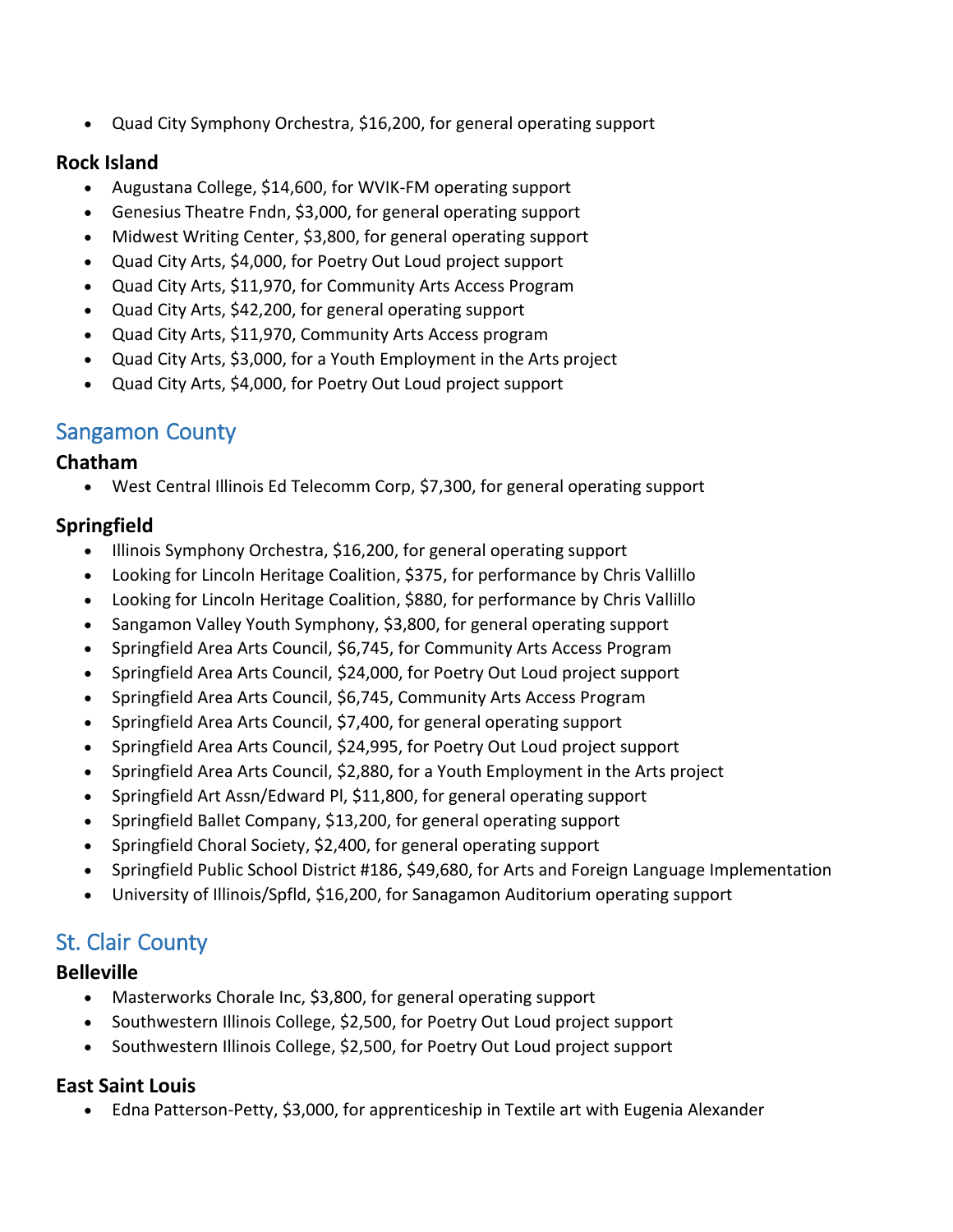- Quad City Symphony Orchestra, $16,200, for general operating support

### Rock Island

- Augustana College, $14,600, for WVIK-FM operating support
- Genesius Theatre Fndn, $3,000, for general operating support
- Midwest Writing Center, $3,800, for general operating support
- Quad City Arts, $4,000, for Poetry Out Loud project support
- Quad City Arts, $11,970, for Community Arts Access Program
- Quad City Arts, $42,200, for general operating support
- Quad City Arts, $11,970, Community Arts Access program
- Quad City Arts, $3,000, for a Youth Employment in the Arts project
- Quad City Arts, $4,000, for Poetry Out Loud project support

## Sangamon County

### Chatham

- West Central Illinois Ed Telecomm Corp, $7,300, for general operating support

### Springfield

- Illinois Symphony Orchestra, $16,200, for general operating support
- Looking for Lincoln Heritage Coalition, $375, for performance by Chris Vallillo
- Looking for Lincoln Heritage Coalition, $880, for performance by Chris Vallillo
- Sangamon Valley Youth Symphony, $3,800, for general operating support
- Springfield Area Arts Council, $6,745, for Community Arts Access Program
- Springfield Area Arts Council, $24,000, for Poetry Out Loud project support
- Springfield Area Arts Council, $6,745, Community Arts Access Program
- Springfield Area Arts Council, $7,400, for general operating support
- Springfield Area Arts Council, $24,995, for Poetry Out Loud project support
- Springfield Area Arts Council, $2,880, for a Youth Employment in the Arts project
- Springfield Art Assn/Edward Pl, $11,800, for general operating support
- Springfield Ballet Company, $13,200, for general operating support
- Springfield Choral Society, $2,400, for general operating support
- Springfield Public School District #186, $49,680, for Arts and Foreign Language Implementation
- University of Illinois/Spfld, $16,200, for Sanagamon Auditorium operating support

## St. Clair County

### Belleville

- Masterworks Chorale Inc, $3,800, for general operating support
- Southwestern Illinois College, $2,500, for Poetry Out Loud project support
- Southwestern Illinois College, $2,500, for Poetry Out Loud project support

### East Saint Louis

- Edna Patterson-Petty, $3,000, for apprenticeship in Textile art with Eugenia Alexander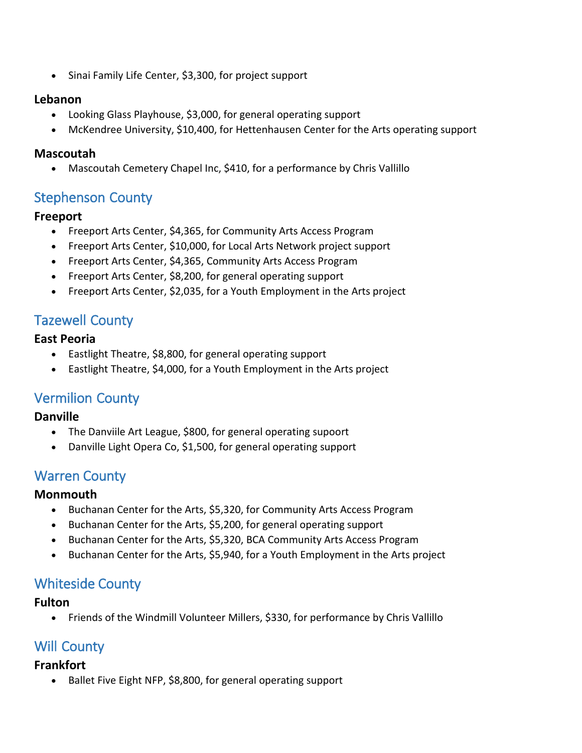- Sinai Family Life Center, $3,300, for project support

### Lebanon

- Looking Glass Playhouse, $3,000, for general operating support
- McKendree University, $10,400, for Hettenhausen Center for the Arts operating support

### Mascoutah

- Mascoutah Cemetery Chapel Inc, $410, for a performance by Chris Vallillo

## Stephenson County

### Freeport

- Freeport Arts Center, $4,365, for Community Arts Access Program
- Freeport Arts Center, $10,000, for Local Arts Network project support
- Freeport Arts Center, $4,365, Community Arts Access Program
- Freeport Arts Center, $8,200, for general operating support
- Freeport Arts Center, $2,035, for a Youth Employment in the Arts project

## Tazewell County

### East Peoria

- Eastlight Theatre, $8,800, for general operating support
- Eastlight Theatre, $4,000, for a Youth Employment in the Arts project

## Vermilion County

### Danville

- The Danviile Art League, $800, for general operating supoort
- Danville Light Opera Co, $1,500, for general operating support

## Warren County

### Monmouth

- Buchanan Center for the Arts, $5,320, for Community Arts Access Program
- Buchanan Center for the Arts, $5,200, for general operating support
- Buchanan Center for the Arts, $5,320, BCA Community Arts Access Program
- Buchanan Center for the Arts, $5,940, for a Youth Employment in the Arts project

## Whiteside County

### Fulton

- Friends of the Windmill Volunteer Millers, $330, for performance by Chris Vallillo

## Will County

### Frankfort

- Ballet Five Eight NFP, $8,800, for general operating support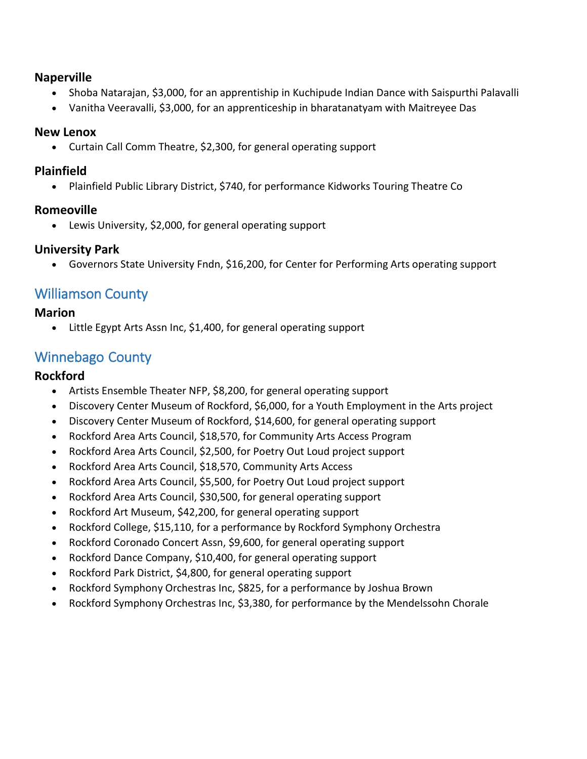### Naperville

- Shoba Natarajan, $3,000, for an apprentiship in Kuchipude Indian Dance with Saispurthi Palavalli
- Vanitha Veeravalli, $3,000, for an apprenticeship in bharatanatyam with Maitreyee Das

### New Lenox

- Curtain Call Comm Theatre, $2,300, for general operating support

### Plainfield

- Plainfield Public Library District, $740, for performance Kidworks Touring Theatre Co

### Romeoville

- Lewis University, $2,000, for general operating support

### University Park

- Governors State University Fndn, $16,200, for Center for Performing Arts operating support

## Williamson County

### Marion

- Little Egypt Arts Assn Inc, $1,400, for general operating support

## Winnebago County

### Rockford

- Artists Ensemble Theater NFP, $8,200, for general operating support
- Discovery Center Museum of Rockford, $6,000, for a Youth Employment in the Arts project
- Discovery Center Museum of Rockford, $14,600, for general operating support
- Rockford Area Arts Council, $18,570, for Community Arts Access Program
- Rockford Area Arts Council, $2,500, for Poetry Out Loud project support
- Rockford Area Arts Council, $18,570, Community Arts Access
- Rockford Area Arts Council, $5,500, for Poetry Out Loud project support
- Rockford Area Arts Council, $30,500, for general operating support
- Rockford Art Museum, $42,200, for general operating support
- Rockford College, $15,110, for a performance by Rockford Symphony Orchestra
- Rockford Coronado Concert Assn, $9,600, for general operating support
- Rockford Dance Company, $10,400, for general operating support
- Rockford Park District, $4,800, for general operating support
- Rockford Symphony Orchestras Inc, $825, for a performance by Joshua Brown
- Rockford Symphony Orchestras Inc, $3,380, for performance by the Mendelssohn Chorale